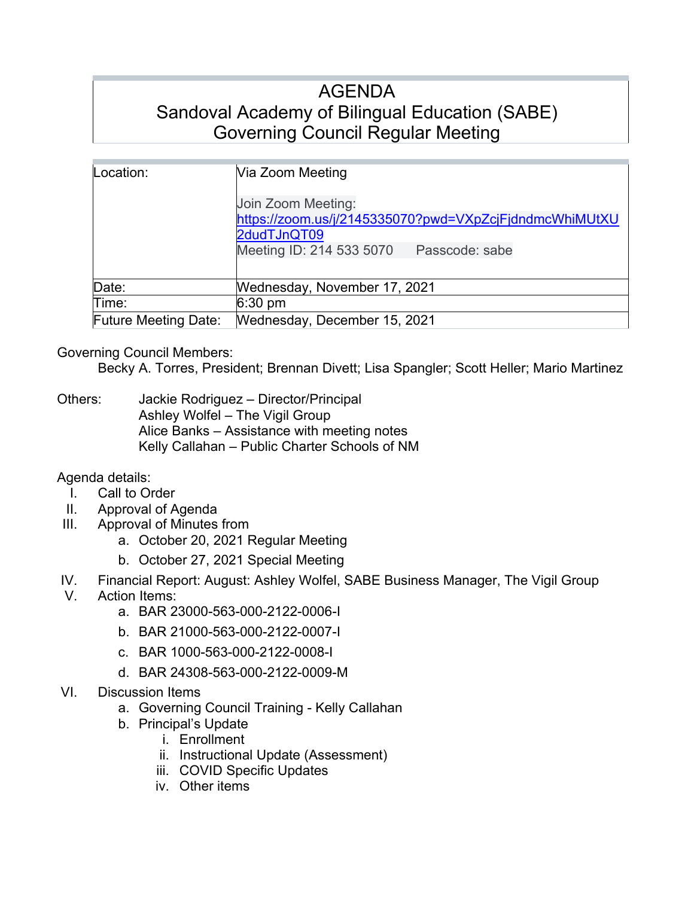# AGENDA
# Sandoval Academy of Bilingual Education (SABE)
# Governing Council Regular Meeting

| | |
|---|---|
| Location: | Via Zoom Meeting<br><br>Join Zoom Meeting:<br>[https://zoom.us/j/2145335070?pwd=VXpZcjFjdndmcWhiMUtXU2dudTJnQT09](https://zoom.us/j/2145335070?pwd=VXpZcjFjdndmcWhiMUtXU2dudTJnQT09)<br>Meeting ID: 214 533 5070 Passcode: sabe |
| Date: | Wednesday, November 17, 2021 |
| Time: | 6:30 pm |
| Future Meeting Date: | Wednesday, December 15, 2021 |

Governing Council Members:

Becky A. Torres, President; Brennan Divett; Lisa Spangler; Scott Heller; Mario Martinez

Others:
- Jackie Rodriguez – Director/Principal
- Ashley Wolfel – The Vigil Group
- Alice Banks – Assistance with meeting notes
- Kelly Callahan – Public Charter Schools of NM

Agenda details:

I. Call to Order

II. Approval of Agenda

III. Approval of Minutes from
   a. October 20, 2021 Regular Meeting
   b. October 27, 2021 Special Meeting

IV. Financial Report: August: Ashley Wolfel, SABE Business Manager, The Vigil Group

V. Action Items:
   a. BAR 23000-563-000-2122-0006-I
   b. BAR 21000-563-000-2122-0007-I
   c. BAR 1000-563-000-2122-0008-I
   d. BAR 24308-563-000-2122-0009-M

VI. Discussion Items
   a. Governing Council Training - Kelly Callahan
   b. Principal's Update
      i. Enrollment
      ii. Instructional Update (Assessment)
      iii. COVID Specific Updates
      iv. Other items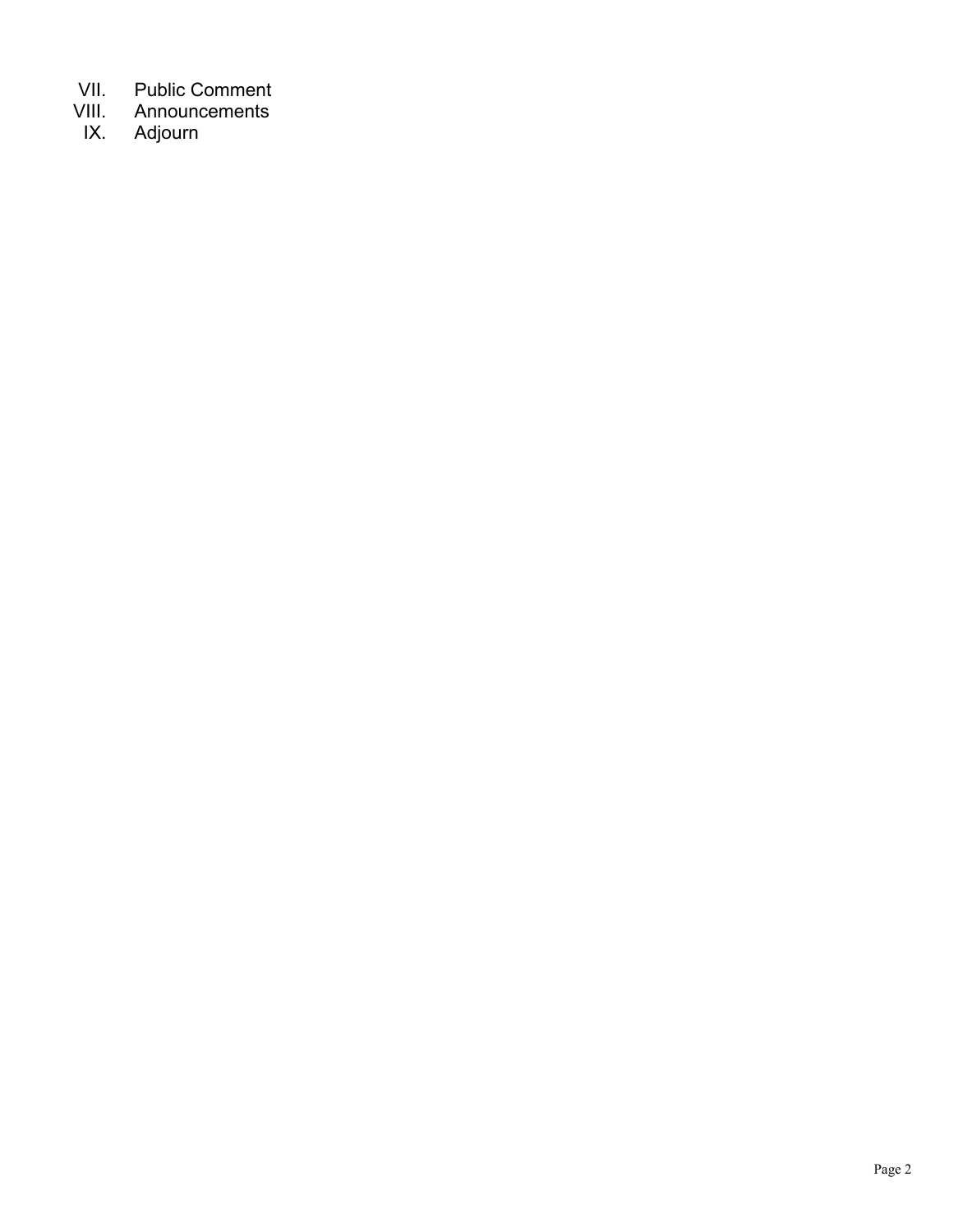VII. Public Comment
VIII. Announcements
IX. Adjourn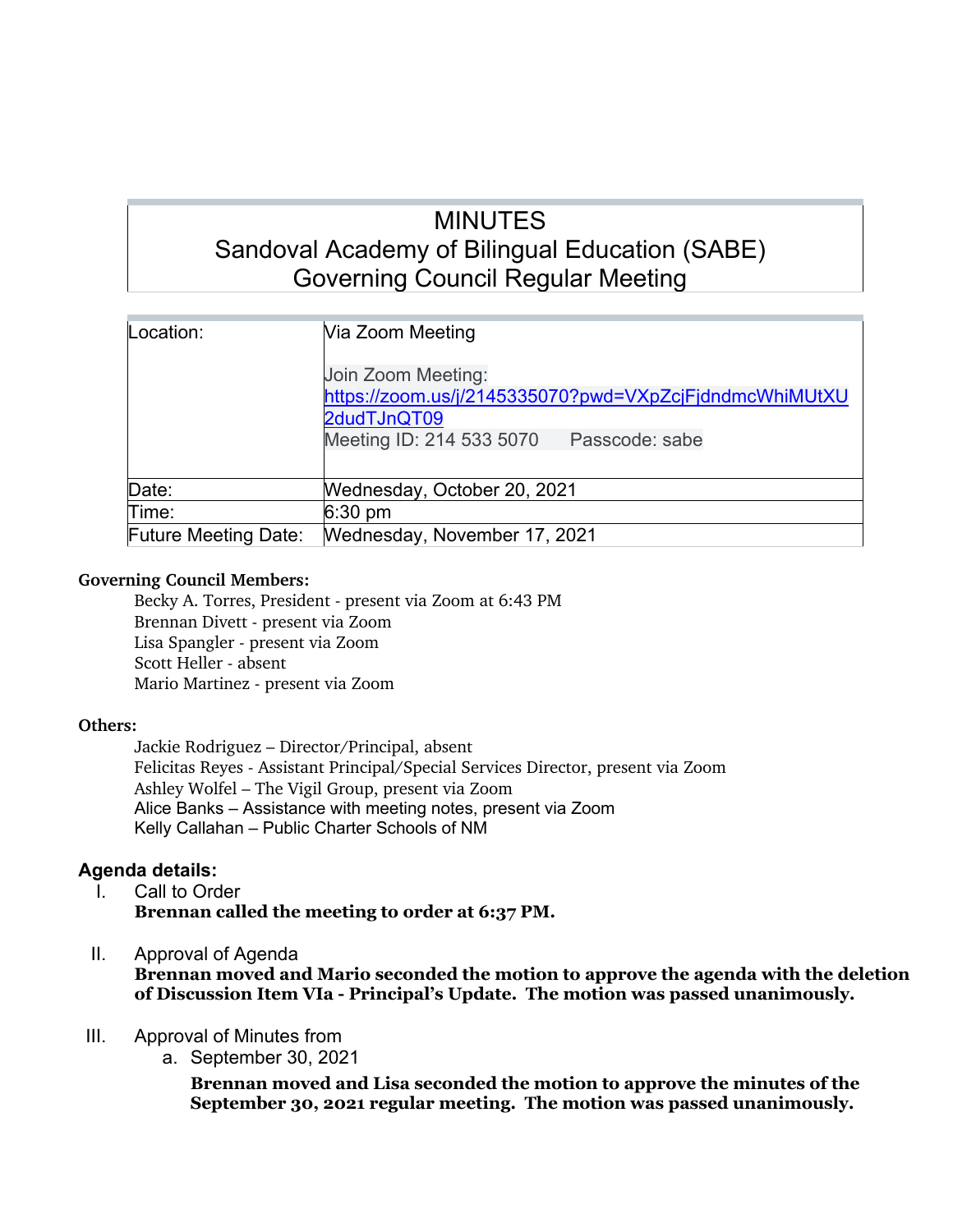# MINUTES
## Sandoval Academy of Bilingual Education (SABE)
## Governing Council Regular Meeting

| | |
|---|---|
| Location: | Via Zoom Meeting<br><br>Join Zoom Meeting:<br>https://zoom.us/j/2145335070?pwd=VXpZcjFjdndmcWhiMUtXU2dudTJnQT09<br>Meeting ID: 214 533 5070 Passcode: sabe |
| Date: | Wednesday, October 20, 2021 |
| Time: | 6:30 pm |
| Future Meeting Date: | Wednesday, November 17, 2021 |

**Governing Council Members:**

Becky A. Torres, President - present via Zoom at 6:43 PM
Brennan Divett - present via Zoom
Lisa Spangler - present via Zoom
Scott Heller - absent
Mario Martinez - present via Zoom

**Others:**

Jackie Rodriguez – Director/Principal, absent
Felicitas Reyes - Assistant Principal/Special Services Director, present via Zoom
Ashley Wolfel – The Vigil Group, present via Zoom
Alice Banks – Assistance with meeting notes, present via Zoom
Kelly Callahan – Public Charter Schools of NM

**Agenda details:**

I. Call to Order
**Brennan called the meeting to order at 6:37 PM.**

II. Approval of Agenda
**Brennan moved and Mario seconded the motion to approve the agenda with the deletion of Discussion Item VIa - Principal's Update. The motion was passed unanimously.**

III. Approval of Minutes from
  a. September 30, 2021
  **Brennan moved and Lisa seconded the motion to approve the minutes of the September 30, 2021 regular meeting. The motion was passed unanimously.**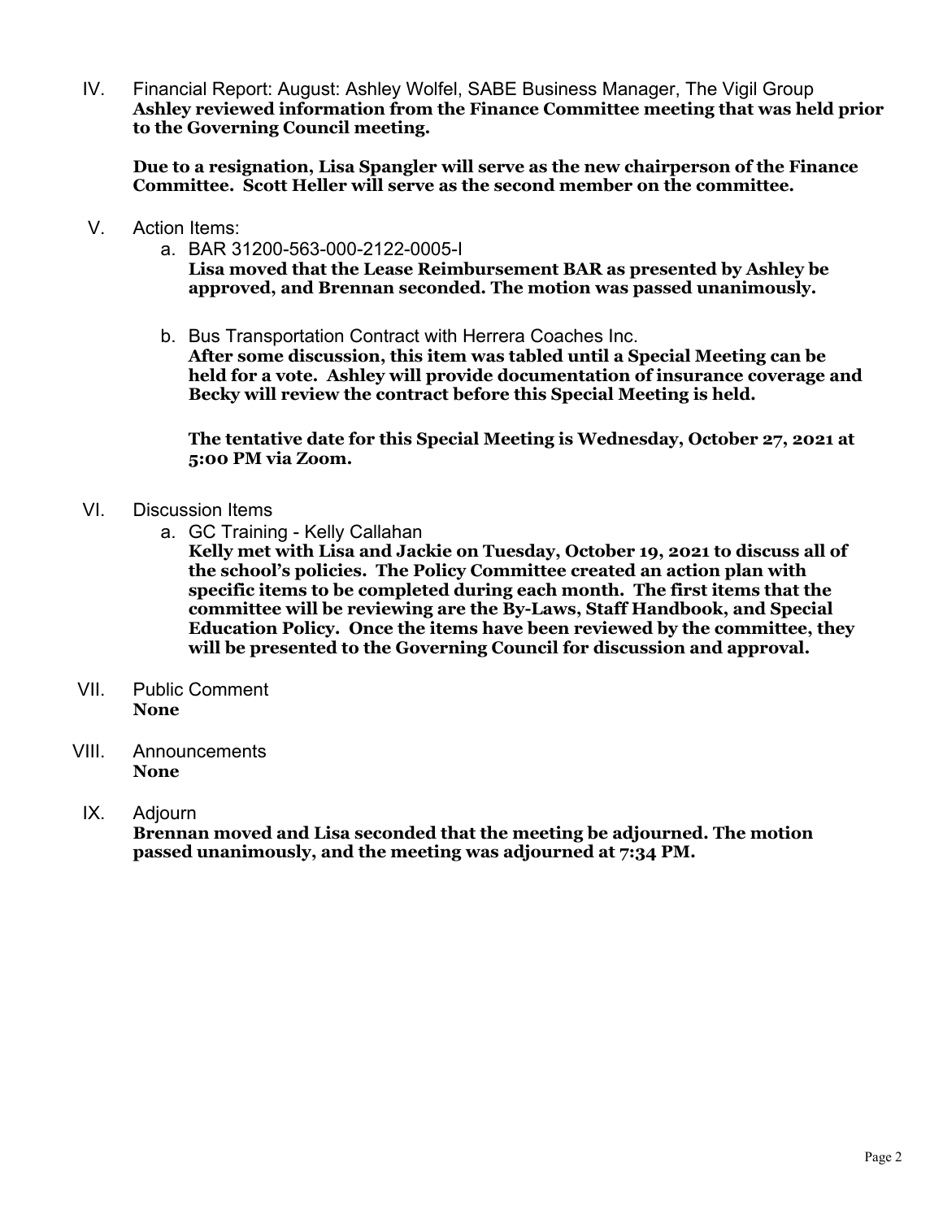IV. Financial Report: August: Ashley Wolfel, SABE Business Manager, The Vigil Group
**Ashley reviewed information from the Finance Committee meeting that was held prior to the Governing Council meeting.**

**Due to a resignation, Lisa Spangler will serve as the new chairperson of the Finance Committee. Scott Heller will serve as the second member on the committee.**

V. Action Items:

a. BAR 31200-563-000-2122-0005-I
**Lisa moved that the Lease Reimbursement BAR as presented by Ashley be approved, and Brennan seconded. The motion was passed unanimously.**

b. Bus Transportation Contract with Herrera Coaches Inc.
**After some discussion, this item was tabled until a Special Meeting can be held for a vote. Ashley will provide documentation of insurance coverage and Becky will review the contract before this Special Meeting is held.**

**The tentative date for this Special Meeting is Wednesday, October 27, 2021 at 5:00 PM via Zoom.**

VI. Discussion Items

a. GC Training - Kelly Callahan
**Kelly met with Lisa and Jackie on Tuesday, October 19, 2021 to discuss all of the school's policies. The Policy Committee created an action plan with specific items to be completed during each month. The first items that the committee will be reviewing are the By-Laws, Staff Handbook, and Special Education Policy. Once the items have been reviewed by the committee, they will be presented to the Governing Council for discussion and approval.**

VII. Public Comment
**None**

VIII. Announcements
**None**

IX. Adjourn
**Brennan moved and Lisa seconded that the meeting be adjourned. The motion passed unanimously, and the meeting was adjourned at 7:34 PM.**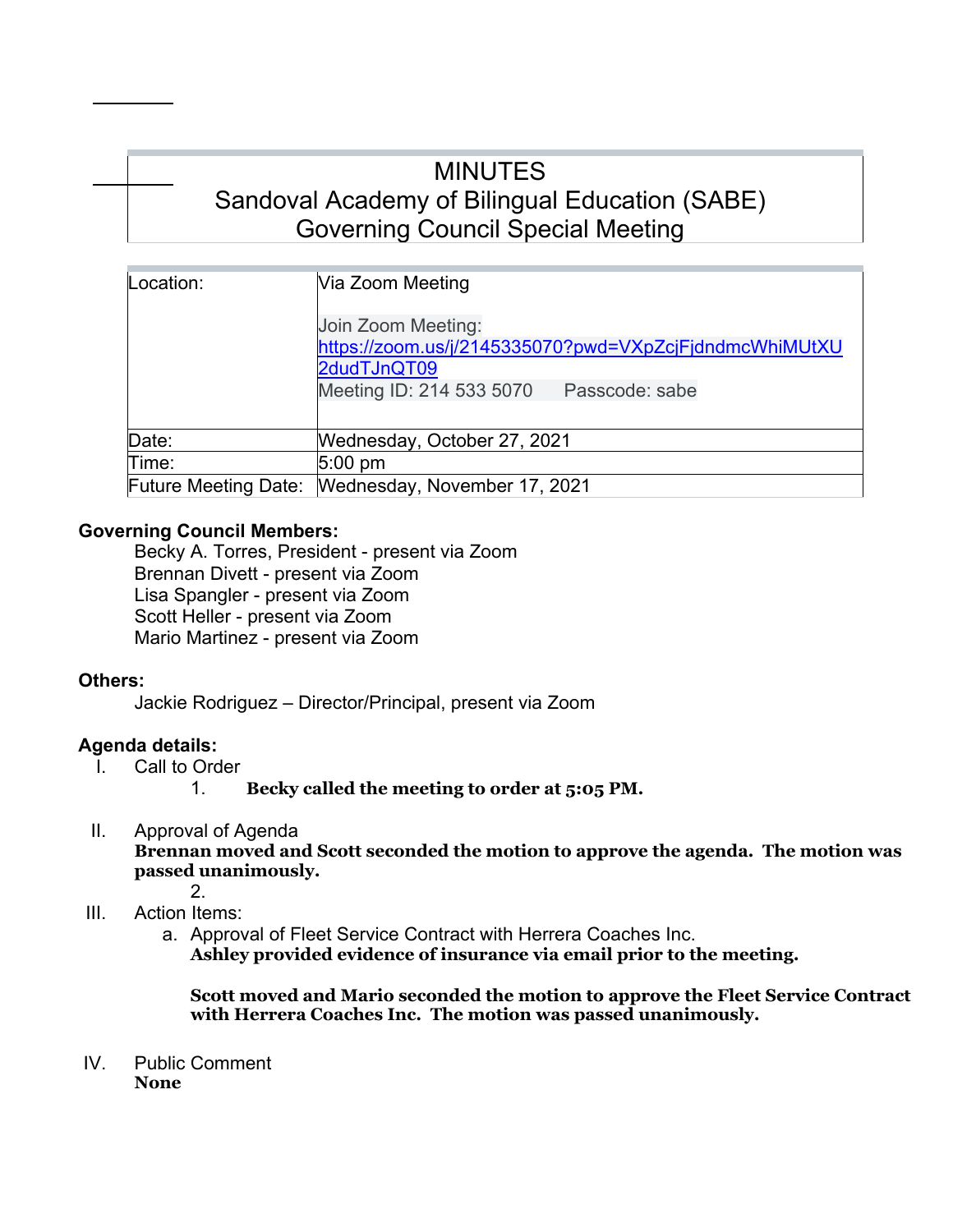# MINUTES
## Sandoval Academy of Bilingual Education (SABE)
## Governing Council Special Meeting

| Location: | Via Zoom Meeting<br><br>Join Zoom Meeting:<br>https://zoom.us/j/2145335070?pwd=VXpZcjFjdndmcWhiMUtXU2dudTJnQT09<br>Meeting ID: 214 533 5070     Passcode: sabe |
|---|---|
| Date: | Wednesday, October 27, 2021 |
| Time: | 5:00 pm |
| Future Meeting Date: | Wednesday, November 17, 2021 |

**Governing Council Members:**

Becky A. Torres, President - present via Zoom
Brennan Divett - present via Zoom
Lisa Spangler - present via Zoom
Scott Heller - present via Zoom
Mario Martinez - present via Zoom

**Others:**

Jackie Rodriguez – Director/Principal, present via Zoom

**Agenda details:**

I. Call to Order

1. **Becky called the meeting to order at 5:05 PM.**

II. Approval of Agenda

**Brennan moved and Scott seconded the motion to approve the agenda. The motion was passed unanimously.**

2.

III. Action Items:

a. Approval of Fleet Service Contract with Herrera Coaches Inc.

**Ashley provided evidence of insurance via email prior to the meeting.**

**Scott moved and Mario seconded the motion to approve the Fleet Service Contract with Herrera Coaches Inc. The motion was passed unanimously.**

IV. Public Comment

**None**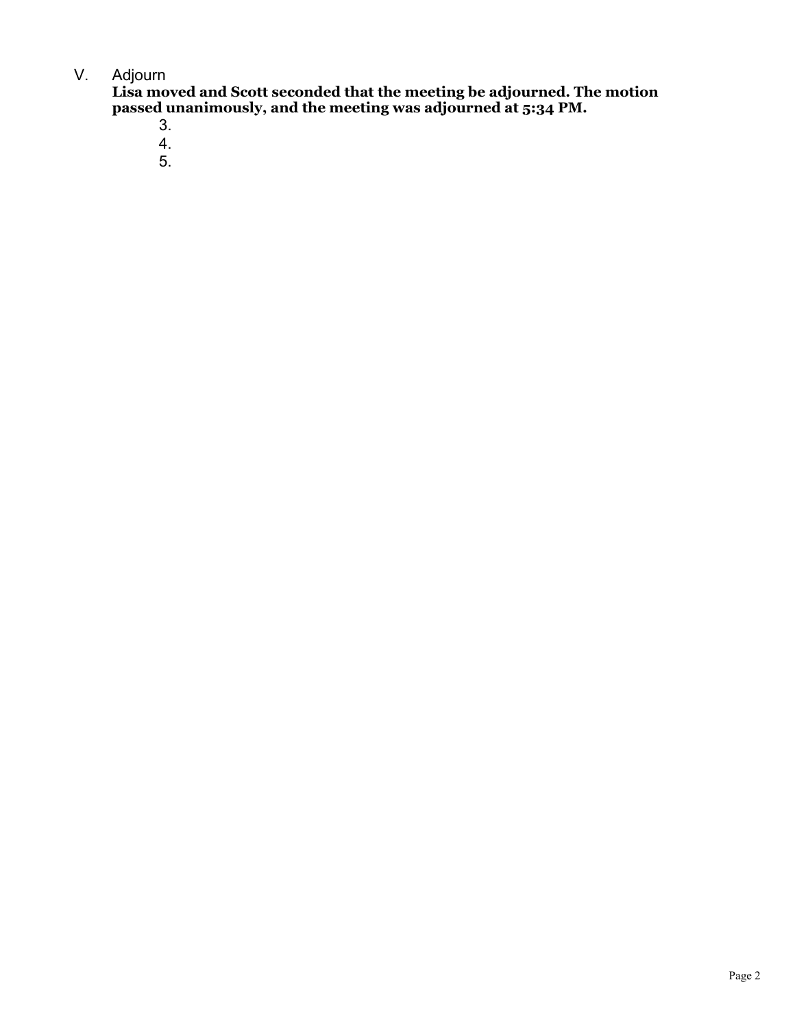V. Adjourn

**Lisa moved and Scott seconded that the meeting be adjourned. The motion passed unanimously, and the meeting was adjourned at 5:34 PM.**

3.
4.
5.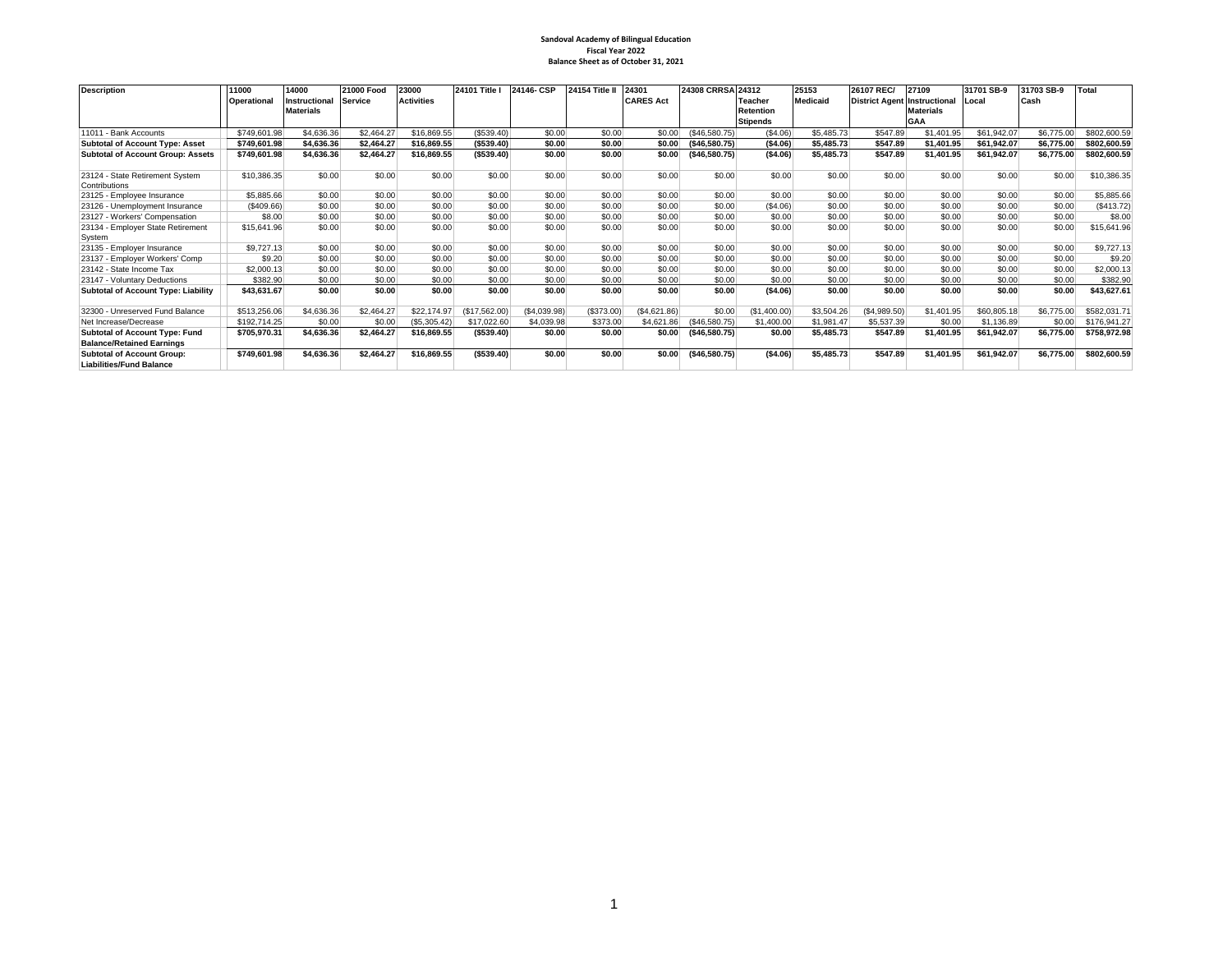**Sandoval Academy of Bilingual Education**
**Fiscal Year 2022**
**Balance Sheet as of October 31, 2021**

| Description | 11000 Operational | 14000 Instructional Materials | 21000 Food Service | 23000 Activities | 24101 Title I | 24146- CSP | 24154 Title II | 24301 CARES Act | 24308 CRRSA | 24312 Teacher Retention Stipends | 25153 Medicaid | 26107 REC/ District Agent | 27109 Instructional Materials GAA | 31701 SB-9 Local | 31703 SB-9 Cash | Total |
|---|---|---|---|---|---|---|---|---|---|---|---|---|---|---|---|---|
| 11011 - Bank Accounts | $749,601.98 | $4,636.36 | $2,464.27 | $16,869.55 | ($539.40) | $0.00 | $0.00 | $0.00 | ($46,580.75) | ($4.06) | $5,485.73 | $547.89 | $1,401.95 | $61,942.07 | $6,775.00 | $802,600.59 |
| **Subtotal of Account Type: Asset** | **$749,601.98** | **$4,636.36** | **$2,464.27** | **$16,869.55** | **($539.40)** | **$0.00** | **$0.00** | **$0.00** | **($46,580.75)** | **($4.06)** | **$5,485.73** | **$547.89** | **$1,401.95** | **$61,942.07** | **$6,775.00** | **$802,600.59** |
| **Subtotal of Account Group: Assets** | **$749,601.98** | **$4,636.36** | **$2,464.27** | **$16,869.55** | **($539.40)** | **$0.00** | **$0.00** | **$0.00** | **($46,580.75)** | **($4.06)** | **$5,485.73** | **$547.89** | **$1,401.95** | **$61,942.07** | **$6,775.00** | **$802,600.59** |
| 23124 - State Retirement System Contributions | $10,386.35 | $0.00 | $0.00 | $0.00 | $0.00 | $0.00 | $0.00 | $0.00 | $0.00 | $0.00 | $0.00 | $0.00 | $0.00 | $0.00 | $0.00 | $10,386.35 |
| 23125 - Employee Insurance | $5,885.66 | $0.00 | $0.00 | $0.00 | $0.00 | $0.00 | $0.00 | $0.00 | $0.00 | $0.00 | $0.00 | $0.00 | $0.00 | $0.00 | $0.00 | $5,885.66 |
| 23126 - Unemployment Insurance | ($409.66) | $0.00 | $0.00 | $0.00 | $0.00 | $0.00 | $0.00 | $0.00 | $0.00 | ($4.06) | $0.00 | $0.00 | $0.00 | $0.00 | $0.00 | ($413.72) |
| 23127 - Workers' Compensation | $8.00 | $0.00 | $0.00 | $0.00 | $0.00 | $0.00 | $0.00 | $0.00 | $0.00 | $0.00 | $0.00 | $0.00 | $0.00 | $0.00 | $0.00 | $8.00 |
| 23134 - Employer State Retirement System | $15,641.96 | $0.00 | $0.00 | $0.00 | $0.00 | $0.00 | $0.00 | $0.00 | $0.00 | $0.00 | $0.00 | $0.00 | $0.00 | $0.00 | $0.00 | $15,641.96 |
| 23135 - Employer Insurance | $9,727.13 | $0.00 | $0.00 | $0.00 | $0.00 | $0.00 | $0.00 | $0.00 | $0.00 | $0.00 | $0.00 | $0.00 | $0.00 | $0.00 | $0.00 | $9,727.13 |
| 23137 - Employer Workers' Comp | $9.20 | $0.00 | $0.00 | $0.00 | $0.00 | $0.00 | $0.00 | $0.00 | $0.00 | $0.00 | $0.00 | $0.00 | $0.00 | $0.00 | $0.00 | $9.20 |
| 23142 - State Income Tax | $2,000.13 | $0.00 | $0.00 | $0.00 | $0.00 | $0.00 | $0.00 | $0.00 | $0.00 | $0.00 | $0.00 | $0.00 | $0.00 | $0.00 | $0.00 | $2,000.13 |
| 23147 - Voluntary Deductions | $382.90 | $0.00 | $0.00 | $0.00 | $0.00 | $0.00 | $0.00 | $0.00 | $0.00 | $0.00 | $0.00 | $0.00 | $0.00 | $0.00 | $0.00 | $382.90 |
| **Subtotal of Account Type: Liability** | **$43,631.67** | **$0.00** | **$0.00** | **$0.00** | **$0.00** | **$0.00** | **$0.00** | **$0.00** | **$0.00** | **($4.06)** | **$0.00** | **$0.00** | **$0.00** | **$0.00** | **$0.00** | **$43,627.61** |
| 32300 - Unreserved Fund Balance | $513,256.06 | $4,636.36 | $2,464.27 | $22,174.97 | ($17,562.00) | ($4,039.98) | ($373.00) | ($4,621.86) | $0.00 | ($1,400.00) | $3,504.26 | ($4,989.50) | $1,401.95 | $60,805.18 | $6,775.00 | $582,031.71 |
| Net Increase/Decrease | $192,714.25 | $0.00 | $0.00 | ($5,305.42) | $17,022.60 | $4,039.98 | $373.00 | $4,621.86 | ($46,580.75) | $1,400.00 | $1,981.47 | $5,537.39 | $0.00 | $1,136.89 | $0.00 | $176,941.27 |
| **Subtotal of Account Type: Fund Balance/Retained Earnings** | **$705,970.31** | **$4,636.36** | **$2,464.27** | **$16,869.55** | **($539.40)** | **$0.00** | **$0.00** | **$0.00** | **($46,580.75)** | **$0.00** | **$5,485.73** | **$547.89** | **$1,401.95** | **$61,942.07** | **$6,775.00** | **$758,972.98** |
| **Subtotal of Account Group: Liabilities/Fund Balance** | **$749,601.98** | **$4,636.36** | **$2,464.27** | **$16,869.55** | **($539.40)** | **$0.00** | **$0.00** | **$0.00** | **($46,580.75)** | **($4.06)** | **$5,485.73** | **$547.89** | **$1,401.95** | **$61,942.07** | **$6,775.00** | **$802,600.59** |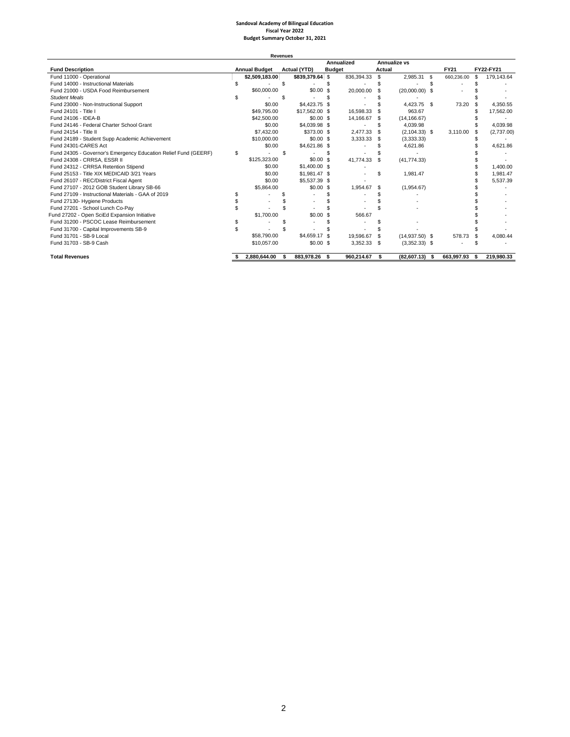**Sandoval Academy of Bilingual Education**
**Fiscal Year 2022**
**Budget Summary October 31, 2021**

| Revenues | | | | | | |
|---|---|---|---|---|---|---|
| **Fund Description** | **Annual Budget** | **Actual (YTD)** | **Annualized Budget** | **Annualize vs Actual** | **FY21** | **FY22-FY21** |
| Fund 11000 - Operational | $2,509,183.00 | $839,379.64 | $ 836,394.33 | $ 2,985.31 | $ 660,236.00 | $ 179,143.64 |
| Fund 14000 - Instructional Materials | $ - | $ - | $ - | $ - | $ - | $ - |
| Fund 21000 - USDA Food Reimbursement | $60,000.00 | $0.00 | $ 20,000.00 | $ (20,000.00) | $ - | $ - |
| *Student Meals* | $ - | $ - | $ - | $ - | | $ - |
| Fund 23000 - Non-Instructional Support | $0.00 | $4,423.75 | $ - | $ 4,423.75 | $ 73.20 | $ 4,350.55 |
| Fund 24101 - Title I | $49,795.00 | $17,562.00 | $ 16,598.33 | $ 963.67 | | $ 17,562.00 |
| Fund 24106 - IDEA-B | $42,500.00 | $0.00 | $ 14,166.67 | $ (14,166.67) | | $ - |
| Fund 24146 - Federal Charter School Grant | $0.00 | $4,039.98 | $ - | $ 4,039.98 | | $ 4,039.98 |
| Fund 24154 - Title II | $7,432.00 | $373.00 | $ 2,477.33 | $ (2,104.33) | $ 3,110.00 | $ (2,737.00) |
| Fund 24189 - Student Supp Academic Achievement | $10,000.00 | $0.00 | $ 3,333.33 | $ (3,333.33) | | $ - |
| Fund 24301-CARES Act | $0.00 | $4,621.86 | $ - | $ 4,621.86 | | $ 4,621.86 |
| Fund 24305 - Governor's Emergency Education Relief Fund (GEERF) | $ - | $ - | $ - | $ - | | $ - |
| Fund 24308 - CRRSA, ESSR II | $125,323.00 | $0.00 | $ 41,774.33 | $ (41,774.33) | | $ - |
| Fund 24312 - CRRSA Retention Stipend | $0.00 | $1,400.00 | $ - | | | $ 1,400.00 |
| Fund 25153 - Title XIX MEDICAID 3/21 Years | $0.00 | $1,981.47 | $ - | $ 1,981.47 | | $ 1,981.47 |
| Fund 26107 - REC/District Fiscal Agent | $0.00 | $5,537.39 | $ - | | | $ 5,537.39 |
| Fund 27107 - 2012 GOB Student Library SB-66 | $5,864.00 | $0.00 | $ 1,954.67 | $ (1,954.67) | | $ - |
| Fund 27109 - Instructional Materials - GAA of 2019 | $ - | $ - | $ - | $ - | | $ - |
| Fund 27130- Hygiene Products | $ - | $ - | $ - | $ - | | $ - |
| Fund 27201 - School Lunch Co-Pay | $ - | $ - | $ - | $ - | | $ - |
| Fund 27202 - Open SciEd Expansion Initiative | $1,700.00 | $0.00 | $ 566.67 | | | $ - |
| Fund 31200 - PSCOC Lease Reimbursement | $ - | $ - | $ - | $ - | | $ - |
| Fund 31700 - Capital Improvements SB-9 | $ - | $ - | $ - | $ - | | $ - |
| Fund 31701 - SB-9 Local | $58,790.00 | $4,659.17 | $ 19,596.67 | $ (14,937.50) | $ 578.73 | $ 4,080.44 |
| Fund 31703 - SB-9 Cash | $10,057.00 | $0.00 | $ 3,352.33 | $ (3,352.33) | $ - | $ - |
| **Total Revenues** | **$ 2,880,644.00** | **$ 883,978.26** | **$ 960,214.67** | **$ (82,607.13)** | **$ 663,997.93** | **$ 219,980.33** |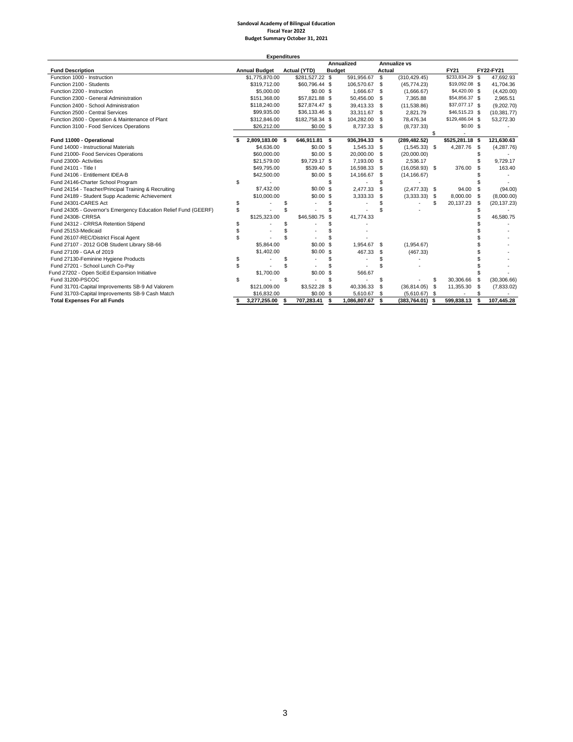**Sandoval Academy of Bilingual Education**
**Fiscal Year 2022**
**Budget Summary October 31, 2021**

| | Expenditures | | | | | |
|---|---|---|---|---|---|---|
| **Fund Description** | **Annual Budget** | **Actual (YTD)** | **Annualized Budget** | **Annualize vs Actual** | **FY21** | **FY22-FY21** |
| Function 1000 - Instruction | $1,775,870.00 | $281,527.22 | $ 591,956.67 | $ (310,429.45) | $233,834.29 | $ 47,692.93 |
| Function 2100 - Students | $319,712.00 | $60,796.44 | $ 106,570.67 | $ (45,774.23) | $19,092.08 | $ 41,704.36 |
| Function 2200 - Instruction | $5,000.00 | $0.00 | $ 1,666.67 | $ (1,666.67) | $4,420.00 | $ (4,420.00) |
| Function 2300 - General Administration | $151,368.00 | $57,821.88 | $ 50,456.00 | $ 7,365.88 | $54,856.37 | $ 2,965.51 |
| Function 2400 - School Administration | $118,240.00 | $27,874.47 | $ 39,413.33 | $ (11,538.86) | $37,077.17 | $ (9,202.70) |
| Function 2500 - Central Services | $99,935.00 | $36,133.46 | $ 33,311.67 | $ 2,821.79 | $46,515.23 | $ (10,381.77) |
| Function 2600 - Operation & Maintenance of Plant | $312,846.00 | $182,758.34 | $ 104,282.00 | $ 78,476.34 | $129,486.04 | $ 53,272.30 |
| Function 3100 - Food Services Operations | $26,212.00 | $0.00 | $ 8,737.33 | $ (8,737.33) | $0.00 | $ - |
| | | | | | $ - | |
| **Fund 11000 - Operational** | **$ 2,809,183.00** | **$ 646,911.81** | **$ 936,394.33** | **$ (289,482.52)** | **$525,281.18** | **$ 121,630.63** |
| Fund 14000 - Instructional Materials | $4,636.00 | $0.00 | $ 1,545.33 | $ (1,545.33) | $ 4,287.76 | $ (4,287.76) |
| Fund 21000- Food Services Operations | $60,000.00 | $0.00 | $ 20,000.00 | $ (20,000.00) | | $ - |
| Fund 23000- Activities | $21,579.00 | $9,729.17 | $ 7,193.00 | $ 2,536.17 | | $ 9,729.17 |
| Fund 24101 - Title I | $49,795.00 | $539.40 | $ 16,598.33 | $ (16,058.93) | $ 376.00 | $ 163.40 |
| Fund 24106 - Entitlement IDEA-B | $42,500.00 | $0.00 | $ 14,166.67 | $ (14,166.67) | | $ - |
| Fund 24146-Charter School Program | $ - | | $ - | $ - | | $ - |
| Fund 24154 - Teacher/Principal Training & Recruiting | $7,432.00 | $0.00 | $ 2,477.33 | $ (2,477.33) | $ 94.00 | $ (94.00) |
| Fund 24189 - Student Supp Academic Achievement | $10,000.00 | $0.00 | $ 3,333.33 | $ (3,333.33) | $ 8,000.00 | $ (8,000.00) |
| Fund 24301-CARES Act | $ - | $ - | $ - | $ - | $ 20,137.23 | $ (20,137.23) |
| Fund 24305 - Governor's Emergency Education Relief Fund (GEERF) | $ - | $ - | $ - | $ - | | $ - |
| Fund 24308- CRRSA | $125,323.00 | $46,580.75 | $ 41,774.33 | | | $ 46,580.75 |
| Fund 24312 - CRRSA Retention Stipend | $ - | $ - | $ - | | | $ - |
| Fund 25153-Medicaid | $ - | $ - | $ - | | | $ - |
| Fund 26107-REC/District Fiscal Agent | $ - | $ - | $ - | | | $ - |
| Fund 27107 - 2012 GOB Student Library SB-66 | $5,864.00 | $0.00 | $ 1,954.67 | $ (1,954.67) | | $ - |
| Fund 27109 - GAA of 2019 | $1,402.00 | $0.00 | $ 467.33 | $ (467.33) | | $ - |
| Fund 27130-Feminine Hygiene Products | $ - | $ - | $ - | $ - | | $ - |
| Fund 27201 - School Lunch Co-Pay | $ - | $ - | $ - | $ - | | $ - |
| Fund 27202 - Open SciEd Expansion Initiative | $1,700.00 | $0.00 | $ 566.67 | | | $ - |
| Fund 31200-PSCOC | $ - | $ - | $ - | $ - | $ 30,306.66 | $ (30,306.66) |
| Fund 31701-Capital Improvements SB-9 Ad Valorem | $121,009.00 | $3,522.28 | $ 40,336.33 | $ (36,814.05) | $ 11,355.30 | $ (7,833.02) |
| Fund 31703-Capital Improvements SB-9 Cash Match | $16,832.00 | $0.00 | $ 5,610.67 | $ (5,610.67) | $ - | $ - |
| **Total Expenses For all Funds** | **$ 3,277,255.00** | **$ 707,283.41** | **$ 1,086,807.67** | **$ (383,764.01)** | **$ 599,838.13** | **$ 107,445.28** |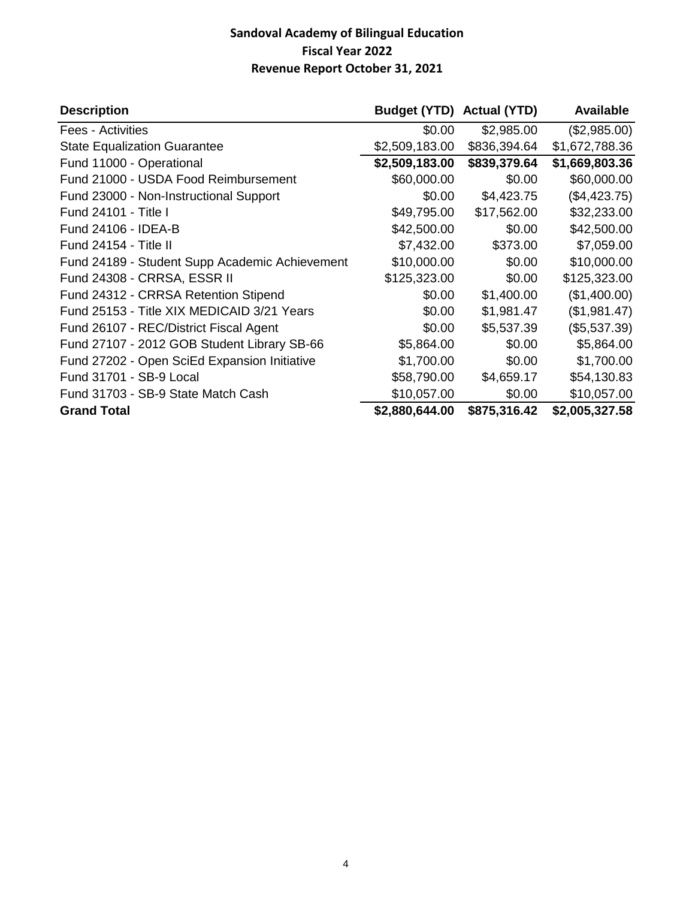**Sandoval Academy of Bilingual Education**
**Fiscal Year 2022**
**Revenue Report October 31, 2021**

| Description | Budget (YTD) | Actual (YTD) | Available |
|---|---|---|---|
| Fees - Activities | $0.00 | $2,985.00 | ($2,985.00) |
| State Equalization Guarantee | $2,509,183.00 | $836,394.64 | $1,672,788.36 |
| **Fund 11000 - Operational** | **$2,509,183.00** | **$839,379.64** | **$1,669,803.36** |
| Fund 21000 - USDA Food Reimbursement | $60,000.00 | $0.00 | $60,000.00 |
| Fund 23000 - Non-Instructional Support | $0.00 | $4,423.75 | ($4,423.75) |
| Fund 24101 - Title I | $49,795.00 | $17,562.00 | $32,233.00 |
| Fund 24106 - IDEA-B | $42,500.00 | $0.00 | $42,500.00 |
| Fund 24154 - Title II | $7,432.00 | $373.00 | $7,059.00 |
| Fund 24189 - Student Supp Academic Achievement | $10,000.00 | $0.00 | $10,000.00 |
| Fund 24308 - CRRSA, ESSR II | $125,323.00 | $0.00 | $125,323.00 |
| Fund 24312 - CRRSA Retention Stipend | $0.00 | $1,400.00 | ($1,400.00) |
| Fund 25153 - Title XIX MEDICAID 3/21 Years | $0.00 | $1,981.47 | ($1,981.47) |
| Fund 26107 - REC/District Fiscal Agent | $0.00 | $5,537.39 | ($5,537.39) |
| Fund 27107 - 2012 GOB Student Library SB-66 | $5,864.00 | $0.00 | $5,864.00 |
| Fund 27202 - Open SciEd Expansion Initiative | $1,700.00 | $0.00 | $1,700.00 |
| Fund 31701 - SB-9 Local | $58,790.00 | $4,659.17 | $54,130.83 |
| Fund 31703 - SB-9 State Match Cash | $10,057.00 | $0.00 | $10,057.00 |
| **Grand Total** | **$2,880,644.00** | **$875,316.42** | **$2,005,327.58** |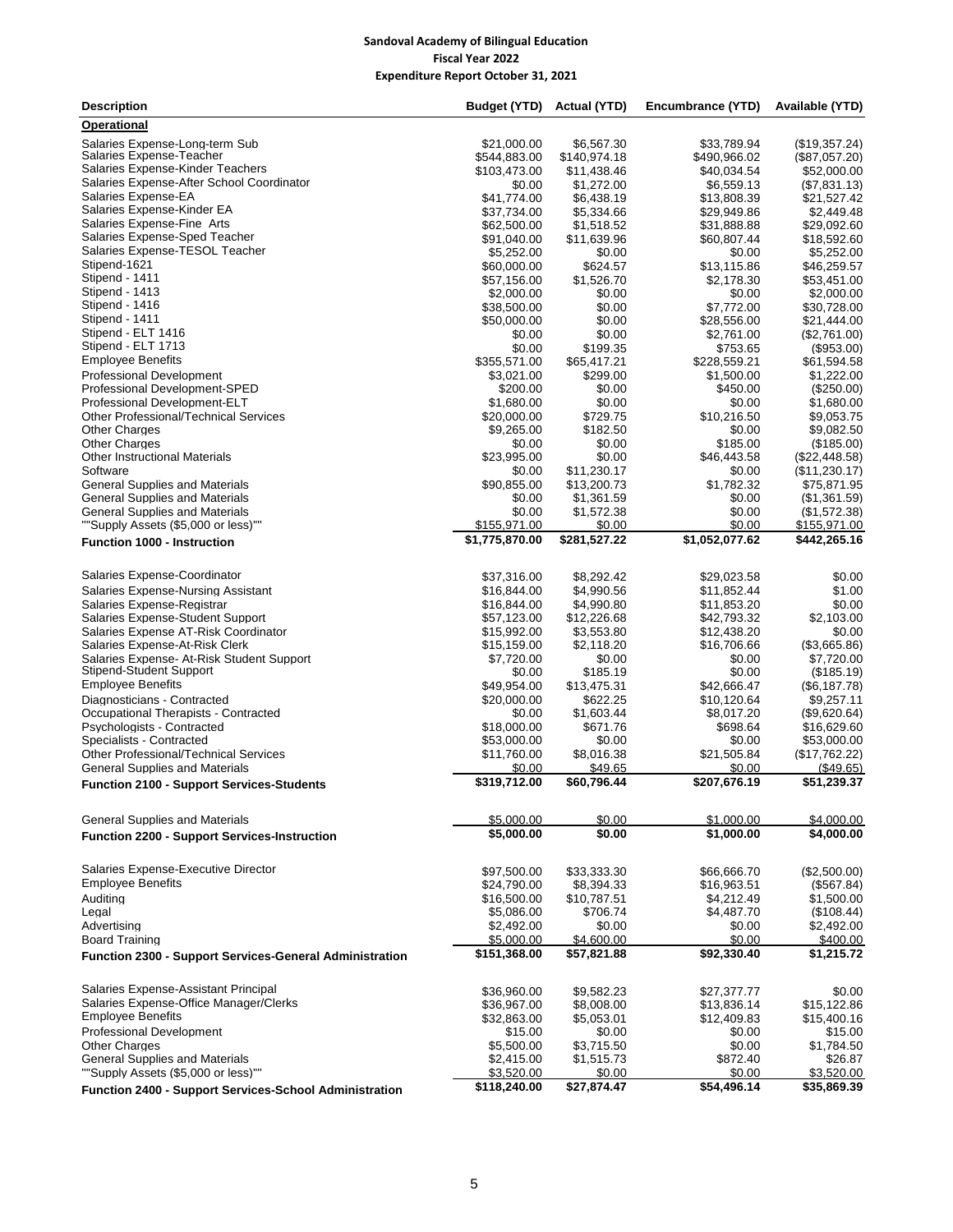**Sandoval Academy of Bilingual Education**
**Fiscal Year 2022**
**Expenditure Report October 31, 2021**

| Description | Budget (YTD) | Actual (YTD) | Encumbrance (YTD) | Available (YTD) |
|---|---|---|---|---|
| **Operational** | | | | |
| Salaries Expense-Long-term Sub | $21,000.00 | $6,567.30 | $33,789.94 | ($19,357.24) |
| Salaries Expense-Teacher | $544,883.00 | $140,974.18 | $490,966.02 | ($87,057.20) |
| Salaries Expense-Kinder Teachers | $103,473.00 | $11,438.46 | $40,034.54 | $52,000.00 |
| Salaries Expense-After School Coordinator | $0.00 | $1,272.00 | $6,559.13 | ($7,831.13) |
| Salaries Expense-EA | $41,774.00 | $6,438.19 | $13,808.39 | $21,527.42 |
| Salaries Expense-Kinder EA | $37,734.00 | $5,334.66 | $29,949.86 | $2,449.48 |
| Salaries Expense-Fine Arts | $62,500.00 | $1,518.52 | $31,888.88 | $29,092.60 |
| Salaries Expense-Sped Teacher | $91,040.00 | $11,639.96 | $60,807.44 | $18,592.60 |
| Salaries Expense-TESOL Teacher | $5,252.00 | $0.00 | $0.00 | $5,252.00 |
| Stipend-1621 | $60,000.00 | $624.57 | $13,115.86 | $46,259.57 |
| Stipend - 1411 | $57,156.00 | $1,526.70 | $2,178.30 | $53,451.00 |
| Stipend - 1413 | $2,000.00 | $0.00 | $0.00 | $2,000.00 |
| Stipend - 1416 | $38,500.00 | $0.00 | $7,772.00 | $30,728.00 |
| Stipend - 1411 | $50,000.00 | $0.00 | $28,556.00 | $21,444.00 |
| Stipend - ELT 1416 | $0.00 | $0.00 | $2,761.00 | ($2,761.00) |
| Stipend - ELT 1713 | $0.00 | $199.35 | $753.65 | ($953.00) |
| Employee Benefits | $355,571.00 | $65,417.21 | $228,559.21 | $61,594.58 |
| Professional Development | $3,021.00 | $299.00 | $1,500.00 | $1,222.00 |
| Professional Development-SPED | $200.00 | $0.00 | $450.00 | ($250.00) |
| Professional Development-ELT | $1,680.00 | $0.00 | $0.00 | $1,680.00 |
| Other Professional/Technical Services | $20,000.00 | $729.75 | $10,216.50 | $9,053.75 |
| Other Charges | $9,265.00 | $182.50 | $0.00 | $9,082.50 |
| Other Charges | $0.00 | $0.00 | $185.00 | ($185.00) |
| Other Instructional Materials | $23,995.00 | $0.00 | $46,443.58 | ($22,448.58) |
| Software | $0.00 | $11,230.17 | $0.00 | ($11,230.17) |
| General Supplies and Materials | $90,855.00 | $13,200.73 | $1,782.32 | $75,871.95 |
| General Supplies and Materials | $0.00 | $1,361.59 | $0.00 | ($1,361.59) |
| General Supplies and Materials | $0.00 | $1,572.38 | $0.00 | ($1,572.38) |
| ""Supply Assets ($5,000 or less)"" | $155,971.00 | $0.00 | $0.00 | $155,971.00 |
| **Function 1000 - Instruction** | **$1,775,870.00** | **$281,527.22** | **$1,052,077.62** | **$442,265.16** |
| Salaries Expense-Coordinator | $37,316.00 | $8,292.42 | $29,023.58 | $0.00 |
| Salaries Expense-Nursing Assistant | $16,844.00 | $4,990.56 | $11,852.44 | $1.00 |
| Salaries Expense-Registrar | $16,844.00 | $4,990.80 | $11,853.20 | $0.00 |
| Salaries Expense-Student Support | $57,123.00 | $12,226.68 | $42,793.32 | $2,103.00 |
| Salaries Expense AT-Risk Coordinator | $15,992.00 | $3,553.80 | $12,438.20 | $0.00 |
| Salaries Expense-At-Risk Clerk | $15,159.00 | $2,118.20 | $16,706.66 | ($3,665.86) |
| Salaries Expense- At-Risk Student Support | $7,720.00 | $0.00 | $0.00 | $7,720.00 |
| Stipend-Student Support | $0.00 | $185.19 | $0.00 | ($185.19) |
| Employee Benefits | $49,954.00 | $13,475.31 | $42,666.47 | ($6,187.78) |
| Diagnosticians - Contracted | $20,000.00 | $622.25 | $10,120.64 | $9,257.11 |
| Occupational Therapists - Contracted | $0.00 | $1,603.44 | $8,017.20 | ($9,620.64) |
| Psychologists - Contracted | $18,000.00 | $671.76 | $698.64 | $16,629.60 |
| Specialists - Contracted | $53,000.00 | $0.00 | $0.00 | $53,000.00 |
| Other Professional/Technical Services | $11,760.00 | $8,016.38 | $21,505.84 | ($17,762.22) |
| General Supplies and Materials | $0.00 | $49.65 | $0.00 | ($49.65) |
| **Function 2100 - Support Services-Students** | **$319,712.00** | **$60,796.44** | **$207,676.19** | **$51,239.37** |
| General Supplies and Materials | $5,000.00 | $0.00 | $1,000.00 | $4,000.00 |
| **Function 2200 - Support Services-Instruction** | **$5,000.00** | **$0.00** | **$1,000.00** | **$4,000.00** |
| Salaries Expense-Executive Director | $97,500.00 | $33,333.30 | $66,666.70 | ($2,500.00) |
| Employee Benefits | $24,790.00 | $8,394.33 | $16,963.51 | ($567.84) |
| Auditing | $16,500.00 | $10,787.51 | $4,212.49 | $1,500.00 |
| Legal | $5,086.00 | $706.74 | $4,487.70 | ($108.44) |
| Advertising | $2,492.00 | $0.00 | $0.00 | $2,492.00 |
| Board Training | $5,000.00 | $4,600.00 | $0.00 | $400.00 |
| **Function 2300 - Support Services-General Administration** | **$151,368.00** | **$57,821.88** | **$92,330.40** | **$1,215.72** |
| Salaries Expense-Assistant Principal | $36,960.00 | $9,582.23 | $27,377.77 | $0.00 |
| Salaries Expense-Office Manager/Clerks | $36,967.00 | $8,008.00 | $13,836.14 | $15,122.86 |
| Employee Benefits | $32,863.00 | $5,053.01 | $12,409.83 | $15,400.16 |
| Professional Development | $15.00 | $0.00 | $0.00 | $15.00 |
| Other Charges | $5,500.00 | $3,715.50 | $0.00 | $1,784.50 |
| General Supplies and Materials | $2,415.00 | $1,515.73 | $872.40 | $26.87 |
| ""Supply Assets ($5,000 or less)"" | $3,520.00 | $0.00 | $0.00 | $3,520.00 |
| **Function 2400 - Support Services-School Administration** | **$118,240.00** | **$27,874.47** | **$54,496.14** | **$35,869.39** |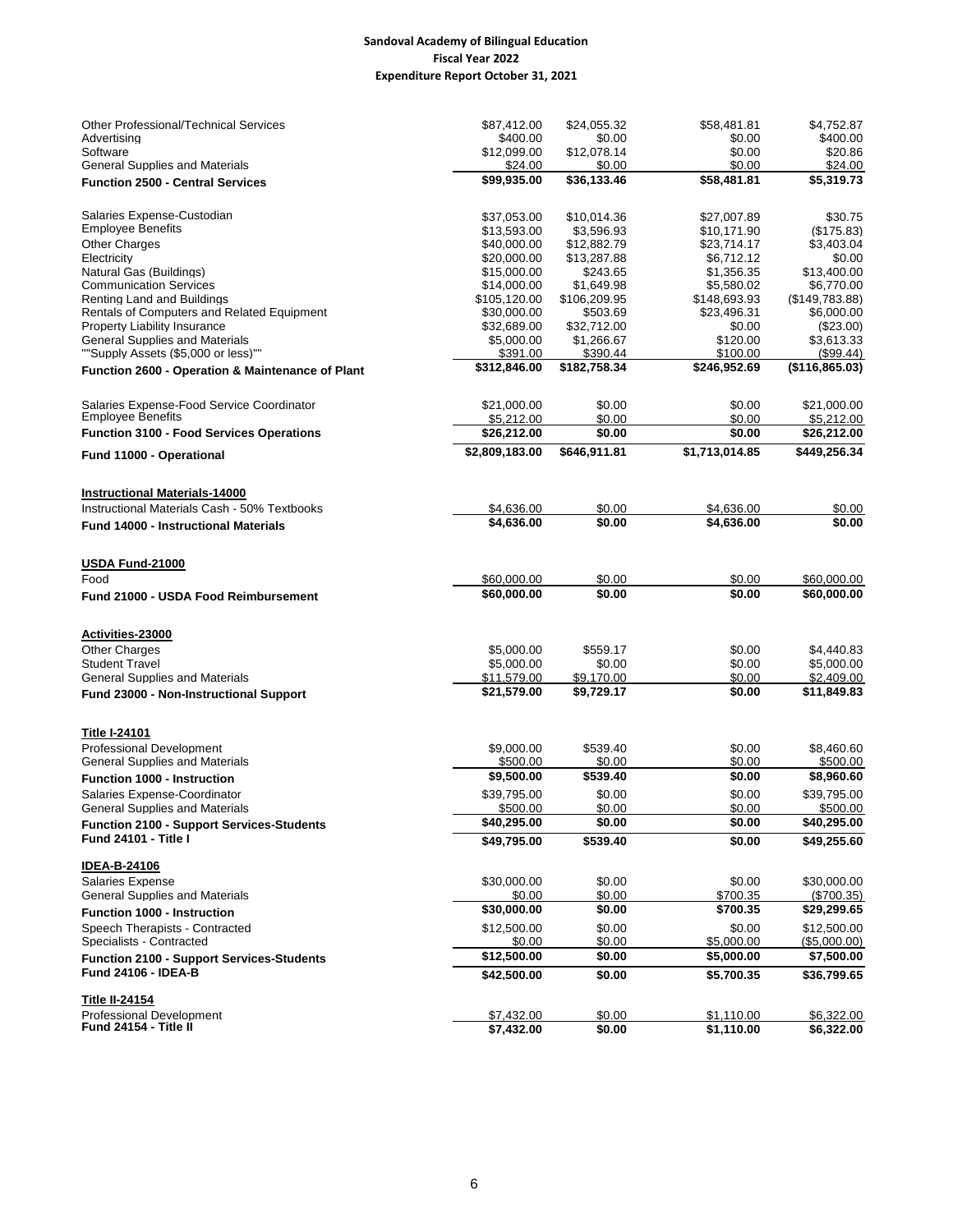**Sandoval Academy of Bilingual Education**
**Fiscal Year 2022**
**Expenditure Report October 31, 2021**

| | | | | |
|---|---|---|---|---|
| Other Professional/Technical Services | $87,412.00 | $24,055.32 | $58,481.81 | $4,752.87 |
| Advertising | $400.00 | $0.00 | $0.00 | $400.00 |
| Software | $12,099.00 | $12,078.14 | $0.00 | $20.86 |
| General Supplies and Materials | $24.00 | $0.00 | $0.00 | $24.00 |
| **Function 2500 - Central Services** | **$99,935.00** | **$36,133.46** | **$58,481.81** | **$5,319.73** |
| | | | | |
| Salaries Expense-Custodian | $37,053.00 | $10,014.36 | $27,007.89 | $30.75 |
| Employee Benefits | $13,593.00 | $3,596.93 | $10,171.90 | ($175.83) |
| Other Charges | $40,000.00 | $12,882.79 | $23,714.17 | $3,403.04 |
| Electricity | $20,000.00 | $13,287.88 | $6,712.12 | $0.00 |
| Natural Gas (Buildings) | $15,000.00 | $243.65 | $1,356.35 | $13,400.00 |
| Communication Services | $14,000.00 | $1,649.98 | $5,580.02 | $6,770.00 |
| Renting Land and Buildings | $105,120.00 | $106,209.95 | $148,693.93 | ($149,783.88) |
| Rentals of Computers and Related Equipment | $30,000.00 | $503.69 | $23,496.31 | $6,000.00 |
| Property Liability Insurance | $32,689.00 | $32,712.00 | $0.00 | ($23.00) |
| General Supplies and Materials | $5,000.00 | $1,266.67 | $120.00 | $3,613.33 |
| ""Supply Assets ($5,000 or less)"" | $391.00 | $390.44 | $100.00 | ($99.44) |
| **Function 2600 - Operation & Maintenance of Plant** | **$312,846.00** | **$182,758.34** | **$246,952.69** | **($116,865.03)** |
| | | | | |
| Salaries Expense-Food Service Coordinator | $21,000.00 | $0.00 | $0.00 | $21,000.00 |
| Employee Benefits | $5,212.00 | $0.00 | $0.00 | $5,212.00 |
| **Function 3100 - Food Services Operations** | **$26,212.00** | **$0.00** | **$0.00** | **$26,212.00** |
| **Fund 11000 - Operational** | **$2,809,183.00** | **$646,911.81** | **$1,713,014.85** | **$449,256.34** |
| | | | | |
| **Instructional Materials-14000** | | | | |
| Instructional Materials Cash - 50% Textbooks | $4,636.00 | $0.00 | $4,636.00 | $0.00 |
| **Fund 14000 - Instructional Materials** | **$4,636.00** | **$0.00** | **$4,636.00** | **$0.00** |
| | | | | |
| **USDA Fund-21000** | | | | |
| Food | $60,000.00 | $0.00 | $0.00 | $60,000.00 |
| **Fund 21000 - USDA Food Reimbursement** | **$60,000.00** | **$0.00** | **$0.00** | **$60,000.00** |
| | | | | |
| **Activities-23000** | | | | |
| Other Charges | $5,000.00 | $559.17 | $0.00 | $4,440.83 |
| Student Travel | $5,000.00 | $0.00 | $0.00 | $5,000.00 |
| General Supplies and Materials | $11,579.00 | $9,170.00 | $0.00 | $2,409.00 |
| **Fund 23000 - Non-Instructional Support** | **$21,579.00** | **$9,729.17** | **$0.00** | **$11,849.83** |
| | | | | |
| **Title I-24101** | | | | |
| Professional Development | $9,000.00 | $539.40 | $0.00 | $8,460.60 |
| General Supplies and Materials | $500.00 | $0.00 | $0.00 | $500.00 |
| **Function 1000 - Instruction** | **$9,500.00** | **$539.40** | **$0.00** | **$8,960.60** |
| Salaries Expense-Coordinator | $39,795.00 | $0.00 | $0.00 | $39,795.00 |
| General Supplies and Materials | $500.00 | $0.00 | $0.00 | $500.00 |
| **Function 2100 - Support Services-Students** | **$40,295.00** | **$0.00** | **$0.00** | **$40,295.00** |
| **Fund 24101 - Title I** | **$49,795.00** | **$539.40** | **$0.00** | **$49,255.60** |
| | | | | |
| **IDEA-B-24106** | | | | |
| Salaries Expense | $30,000.00 | $0.00 | $0.00 | $30,000.00 |
| General Supplies and Materials | $0.00 | $0.00 | $700.35 | ($700.35) |
| **Function 1000 - Instruction** | **$30,000.00** | **$0.00** | **$700.35** | **$29,299.65** |
| Speech Therapists - Contracted | $12,500.00 | $0.00 | $0.00 | $12,500.00 |
| Specialists - Contracted | $0.00 | $0.00 | $5,000.00 | ($5,000.00) |
| **Function 2100 - Support Services-Students** | **$12,500.00** | **$0.00** | **$5,000.00** | **$7,500.00** |
| **Fund 24106 - IDEA-B** | **$42,500.00** | **$0.00** | **$5,700.35** | **$36,799.65** |
| | | | | |
| **Title II-24154** | | | | |
| Professional Development | $7,432.00 | $0.00 | $1,110.00 | $6,322.00 |
| **Fund 24154 - Title II** | **$7,432.00** | **$0.00** | **$1,110.00** | **$6,322.00** |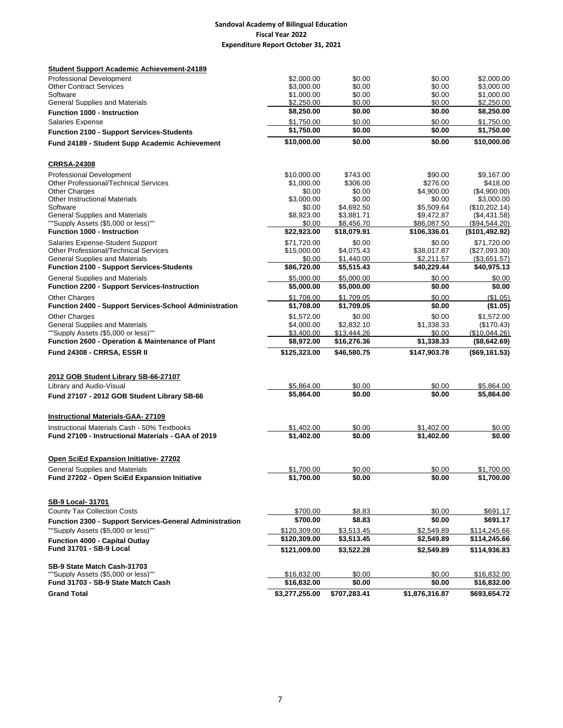**Sandoval Academy of Bilingual Education**
**Fiscal Year 2022**
**Expenditure Report October 31, 2021**

| | | | | |
|---|---|---|---|---|
| **Student Support Academic Achievement-24189** | | | | |
| Professional Development | $2,000.00 | $0.00 | $0.00 | $2,000.00 |
| Other Contract Services | $3,000.00 | $0.00 | $0.00 | $3,000.00 |
| Software | $1,000.00 | $0.00 | $0.00 | $1,000.00 |
| General Supplies and Materials | $2,250.00 | $0.00 | $0.00 | $2,250.00 |
| **Function 1000 - Instruction** | **$8,250.00** | **$0.00** | **$0.00** | **$8,250.00** |
| Salaries Expense | $1,750.00 | $0.00 | $0.00 | $1,750.00 |
| **Function 2100 - Support Services-Students** | **$1,750.00** | **$0.00** | **$0.00** | **$1,750.00** |
| **Fund 24189 - Student Supp Academic Achievement** | **$10,000.00** | **$0.00** | **$0.00** | **$10,000.00** |
| **CRRSA-24308** | | | | |
| Professional Development | $10,000.00 | $743.00 | $90.00 | $9,167.00 |
| Other Professional/Technical Services | $1,000.00 | $306.00 | $276.00 | $418.00 |
| Other Charges | $0.00 | $0.00 | $4,900.00 | ($4,900.00) |
| Other Instructional Materials | $3,000.00 | $0.00 | $0.00 | $3,000.00 |
| Software | $0.00 | $4,692.50 | $5,509.64 | ($10,202.14) |
| General Supplies and Materials | $8,923.00 | $3,881.71 | $9,472.87 | ($4,431.58) |
| ""Supply Assets ($5,000 or less)"" | $0.00 | $8,456.70 | $86,087.50 | ($94,544.20) |
| **Function 1000 - Instruction** | **$22,923.00** | **$18,079.91** | **$106,336.01** | **($101,492.92)** |
| Salaries Expense-Student Support | $71,720.00 | $0.00 | $0.00 | $71,720.00 |
| Other Professional/Technical Services | $15,000.00 | $4,075.43 | $38,017.87 | ($27,093.30) |
| General Supplies and Materials | $0.00 | $1,440.00 | $2,211.57 | ($3,651.57) |
| **Function 2100 - Support Services-Students** | **$86,720.00** | **$5,515.43** | **$40,229.44** | **$40,975.13** |
| General Supplies and Materials | $5,000.00 | $5,000.00 | $0.00 | $0.00 |
| **Function 2200 - Support Services-Instruction** | **$5,000.00** | **$5,000.00** | **$0.00** | **$0.00** |
| Other Charges | $1,708.00 | $1,709.05 | $0.00 | ($1.05) |
| **Function 2400 - Support Services-School Administration** | **$1,708.00** | **$1,709.05** | **$0.00** | **($1.05)** |
| Other Charges | $1,572.00 | $0.00 | $0.00 | $1,572.00 |
| General Supplies and Materials | $4,000.00 | $2,832.10 | $1,338.33 | ($170.43) |
| ""Supply Assets ($5,000 or less)"" | $3,400.00 | $13,444.26 | $0.00 | ($10,044.26) |
| **Function 2600 - Operation & Maintenance of Plant** | **$8,972.00** | **$16,276.36** | **$1,338.33** | **($8,642.69)** |
| **Fund 24308 - CRRSA, ESSR II** | **$125,323.00** | **$46,580.75** | **$147,903.78** | **($69,161.53)** |
| **2012 GOB Student Library SB-66-27107** | | | | |
| Library and Audio-Visual | $5,864.00 | $0.00 | $0.00 | $5,864.00 |
| **Fund 27107 - 2012 GOB Student Library SB-66** | **$5,864.00** | **$0.00** | **$0.00** | **$5,864.00** |
| **Instructional Materials-GAA- 27109** | | | | |
| Instructional Materials Cash - 50% Textbooks | $1,402.00 | $0.00 | $1,402.00 | $0.00 |
| **Fund 27109 - Instructional Materials - GAA of 2019** | **$1,402.00** | **$0.00** | **$1,402.00** | **$0.00** |
| **Open SciEd Expansion Initiative- 27202** | | | | |
| General Supplies and Materials | $1,700.00 | $0.00 | $0.00 | $1,700.00 |
| **Fund 27202 - Open SciEd Expansion Initiative** | **$1,700.00** | **$0.00** | **$0.00** | **$1,700.00** |
| **SB-9 Local- 31701** | | | | |
| County Tax Collection Costs | $700.00 | $8.83 | $0.00 | $691.17 |
| **Function 2300 - Support Services-General Administration** | **$700.00** | **$8.83** | **$0.00** | **$691.17** |
| ""Supply Assets ($5,000 or less)"" | $120,309.00 | $3,513.45 | $2,549.89 | $114,245.66 |
| **Function 4000 - Capital Outlay** | **$120,309.00** | **$3,513.45** | **$2,549.89** | **$114,245.66** |
| **Fund 31701 - SB-9 Local** | **$121,009.00** | **$3,522.28** | **$2,549.89** | **$114,936.83** |
| **SB-9 State Match Cash-31703** | | | | |
| ""Supply Assets ($5,000 or less)"" | $16,832.00 | $0.00 | $0.00 | $16,832.00 |
| **Fund 31703 - SB-9 State Match Cash** | **$16,832.00** | **$0.00** | **$0.00** | **$16,832.00** |
| **Grand Total** | **$3,277,255.00** | **$707,283.41** | **$1,876,316.87** | **$693,654.72** |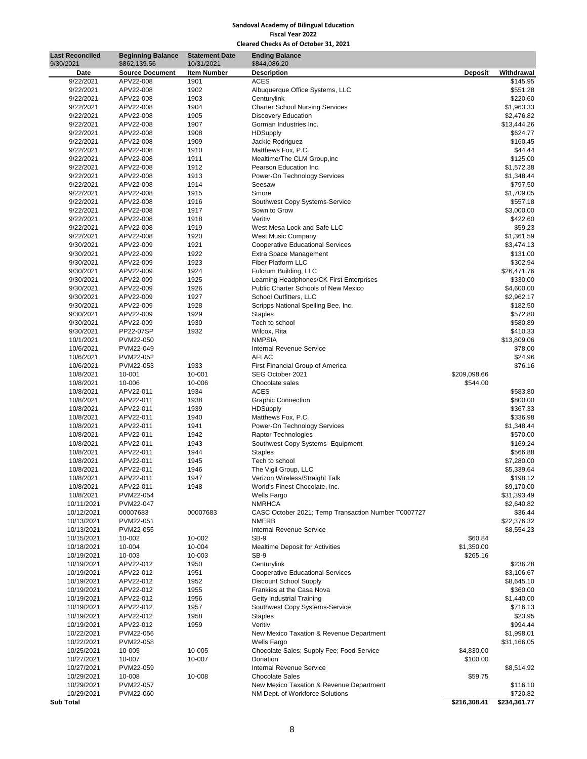**Sandoval Academy of Bilingual Education**
**Fiscal Year 2022**
**Cleared Checks As of October 31, 2021**

| Last Reconciled | Beginning Balance | Statement Date | Ending Balance | | |
|---|---|---|---|---|---|
| 9/30/2021 | $862,139.56 | 10/31/2021 | $844,086.20 | | |
| **Date** | **Source Document** | **Item Number** | **Description** | **Deposit** | **Withdrawal** |
| 9/22/2021 | APV22-008 | 1901 | ACES | | $145.95 |
| 9/22/2021 | APV22-008 | 1902 | Albuquerque Office Systems, LLC | | $551.28 |
| 9/22/2021 | APV22-008 | 1903 | Centurylink | | $220.60 |
| 9/22/2021 | APV22-008 | 1904 | Charter School Nursing Services | | $1,963.33 |
| 9/22/2021 | APV22-008 | 1905 | Discovery Education | | $2,476.82 |
| 9/22/2021 | APV22-008 | 1907 | Gorman Industries Inc. | | $13,444.26 |
| 9/22/2021 | APV22-008 | 1908 | HDSupply | | $624.77 |
| 9/22/2021 | APV22-008 | 1909 | Jackie Rodriguez | | $160.45 |
| 9/22/2021 | APV22-008 | 1910 | Matthews Fox, P.C. | | $44.44 |
| 9/22/2021 | APV22-008 | 1911 | Mealtime/The CLM Group,Inc | | $125.00 |
| 9/22/2021 | APV22-008 | 1912 | Pearson Education Inc. | | $1,572.38 |
| 9/22/2021 | APV22-008 | 1913 | Power-On Technology Services | | $1,348.44 |
| 9/22/2021 | APV22-008 | 1914 | Seesaw | | $797.50 |
| 9/22/2021 | APV22-008 | 1915 | Smore | | $1,709.05 |
| 9/22/2021 | APV22-008 | 1916 | Southwest Copy Systems-Service | | $557.18 |
| 9/22/2021 | APV22-008 | 1917 | Sown to Grow | | $3,000.00 |
| 9/22/2021 | APV22-008 | 1918 | Veritiv | | $422.60 |
| 9/22/2021 | APV22-008 | 1919 | West Mesa Lock and Safe LLC | | $59.23 |
| 9/22/2021 | APV22-008 | 1920 | West Music Company | | $1,361.59 |
| 9/30/2021 | APV22-009 | 1921 | Cooperative Educational Services | | $3,474.13 |
| 9/30/2021 | APV22-009 | 1922 | Extra Space Management | | $131.00 |
| 9/30/2021 | APV22-009 | 1923 | Fiber Platform LLC | | $302.94 |
| 9/30/2021 | APV22-009 | 1924 | Fulcrum Building, LLC | | $26,471.76 |
| 9/30/2021 | APV22-009 | 1925 | Learning Headphones/CK First Enterprises | | $330.00 |
| 9/30/2021 | APV22-009 | 1926 | Public Charter Schools of New Mexico | | $4,600.00 |
| 9/30/2021 | APV22-009 | 1927 | School Outfitters, LLC | | $2,962.17 |
| 9/30/2021 | APV22-009 | 1928 | Scripps National Spelling Bee, Inc. | | $182.50 |
| 9/30/2021 | APV22-009 | 1929 | Staples | | $572.80 |
| 9/30/2021 | APV22-009 | 1930 | Tech to school | | $580.89 |
| 9/30/2021 | PP22-07SP | 1932 | Wilcox, Rita | | $410.33 |
| 10/1/2021 | PVM22-050 | | NMPSIA | | $13,809.06 |
| 10/6/2021 | PVM22-049 | | Internal Revenue Service | | $78.00 |
| 10/6/2021 | PVM22-052 | | AFLAC | | $24.96 |
| 10/6/2021 | PVM22-053 | 1933 | First Financial Group of America | | $76.16 |
| 10/8/2021 | 10-001 | 10-001 | SEG October 2021 | $209,098.66 | |
| 10/8/2021 | 10-006 | 10-006 | Chocolate sales | $544.00 | |
| 10/8/2021 | APV22-011 | 1934 | ACES | | $583.80 |
| 10/8/2021 | APV22-011 | 1938 | Graphic Connection | | $800.00 |
| 10/8/2021 | APV22-011 | 1939 | HDSupply | | $367.33 |
| 10/8/2021 | APV22-011 | 1940 | Matthews Fox, P.C. | | $336.98 |
| 10/8/2021 | APV22-011 | 1941 | Power-On Technology Services | | $1,348.44 |
| 10/8/2021 | APV22-011 | 1942 | Raptor Technologies | | $570.00 |
| 10/8/2021 | APV22-011 | 1943 | Southwest Copy Systems- Equipment | | $169.24 |
| 10/8/2021 | APV22-011 | 1944 | Staples | | $566.88 |
| 10/8/2021 | APV22-011 | 1945 | Tech to school | | $7,280.00 |
| 10/8/2021 | APV22-011 | 1946 | The Vigil Group, LLC | | $5,339.64 |
| 10/8/2021 | APV22-011 | 1947 | Verizon Wireless/Straight Talk | | $198.12 |
| 10/8/2021 | APV22-011 | 1948 | World's Finest Chocolate, Inc. | | $9,170.00 |
| 10/8/2021 | PVM22-054 | | Wells Fargo | | $31,393.49 |
| 10/11/2021 | PVM22-047 | | NMRHCA | | $2,640.82 |
| 10/12/2021 | 00007683 | 00007683 | CASC October 2021; Temp Transaction Number T0007727 | | $36.44 |
| 10/13/2021 | PVM22-051 | | NMERB | | $22,376.32 |
| 10/13/2021 | PVM22-055 | | Internal Revenue Service | | $8,554.23 |
| 10/15/2021 | 10-002 | 10-002 | SB-9 | $60.84 | |
| 10/18/2021 | 10-004 | 10-004 | Mealtime Deposit for Activities | $1,350.00 | |
| 10/19/2021 | 10-003 | 10-003 | SB-9 | $265.16 | |
| 10/19/2021 | APV22-012 | 1950 | Centurylink | | $236.28 |
| 10/19/2021 | APV22-012 | 1951 | Cooperative Educational Services | | $3,106.67 |
| 10/19/2021 | APV22-012 | 1952 | Discount School Supply | | $8,645.10 |
| 10/19/2021 | APV22-012 | 1955 | Frankies at the Casa Nova | | $360.00 |
| 10/19/2021 | APV22-012 | 1956 | Getty Industrial Training | | $1,440.00 |
| 10/19/2021 | APV22-012 | 1957 | Southwest Copy Systems-Service | | $716.13 |
| 10/19/2021 | APV22-012 | 1958 | Staples | | $23.95 |
| 10/19/2021 | APV22-012 | 1959 | Veritiv | | $994.44 |
| 10/22/2021 | PVM22-056 | | New Mexico Taxation & Revenue Department | | $1,998.01 |
| 10/22/2021 | PVM22-058 | | Wells Fargo | | $31,166.05 |
| 10/25/2021 | 10-005 | 10-005 | Chocolate Sales; Supply Fee; Food Service | $4,830.00 | |
| 10/27/2021 | 10-007 | 10-007 | Donation | $100.00 | |
| 10/27/2021 | PVM22-059 | | Internal Revenue Service | | $8,514.92 |
| 10/29/2021 | 10-008 | 10-008 | Chocolate Sales | $59.75 | |
| 10/29/2021 | PVM22-057 | | New Mexico Taxation & Revenue Department | | $116.10 |
| 10/29/2021 | PVM22-060 | | NM Dept. of Workforce Solutions | | $720.82 |
| **Sub Total** | | | | **$216,308.41** | **$234,361.77** |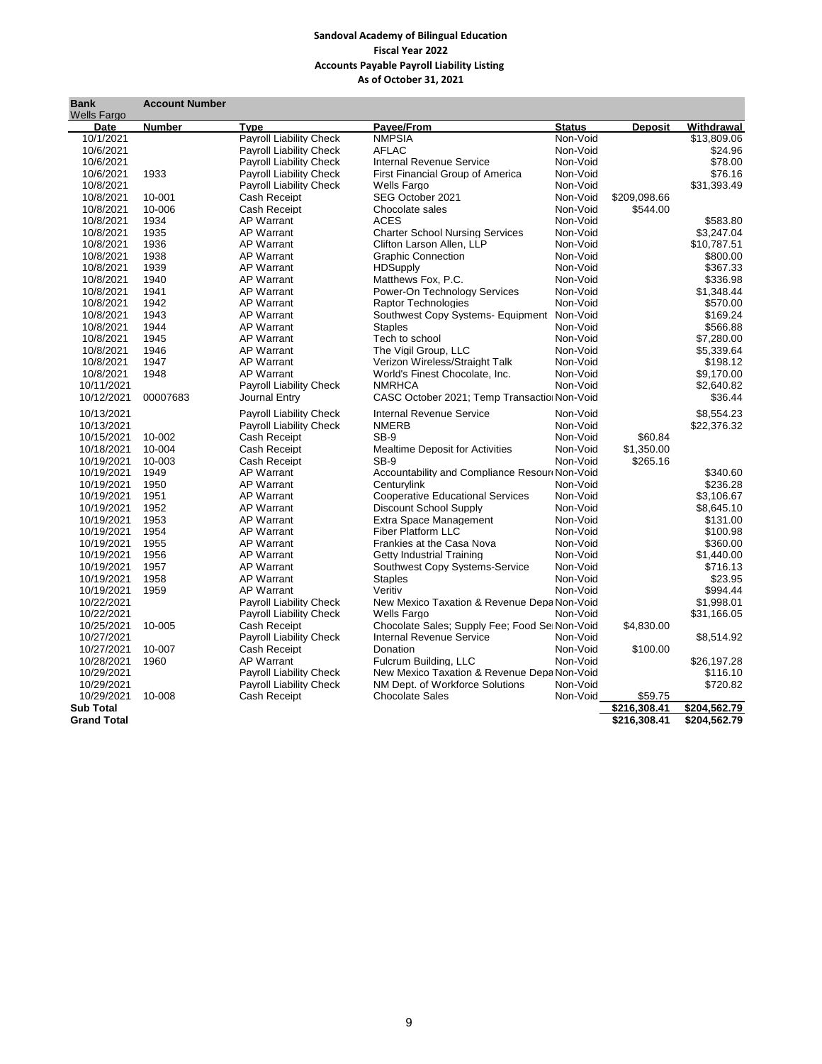**Sandoval Academy of Bilingual Education**
**Fiscal Year 2022**
**Accounts Payable Payroll Liability Listing**
**As of October 31, 2021**

| **Bank** | **Account Number** | | | | | |
|---|---|---|---|---|---|---|
| Wells Fargo | | | | | | |
| **Date** | **Number** | **Type** | **Payee/From** | **Status** | **Deposit** | **Withdrawal** |
| 10/1/2021 | | Payroll Liability Check | NMPSIA | Non-Void | | $13,809.06 |
| 10/6/2021 | | Payroll Liability Check | AFLAC | Non-Void | | $24.96 |
| 10/6/2021 | | Payroll Liability Check | Internal Revenue Service | Non-Void | | $78.00 |
| 10/6/2021 | 1933 | Payroll Liability Check | First Financial Group of America | Non-Void | | $76.16 |
| 10/8/2021 | | Payroll Liability Check | Wells Fargo | Non-Void | | $31,393.49 |
| 10/8/2021 | 10-001 | Cash Receipt | SEG October 2021 | Non-Void | $209,098.66 | |
| 10/8/2021 | 10-006 | Cash Receipt | Chocolate sales | Non-Void | $544.00 | |
| 10/8/2021 | 1934 | AP Warrant | ACES | Non-Void | | $583.80 |
| 10/8/2021 | 1935 | AP Warrant | Charter School Nursing Services | Non-Void | | $3,247.04 |
| 10/8/2021 | 1936 | AP Warrant | Clifton Larson Allen, LLP | Non-Void | | $10,787.51 |
| 10/8/2021 | 1938 | AP Warrant | Graphic Connection | Non-Void | | $800.00 |
| 10/8/2021 | 1939 | AP Warrant | HDSupply | Non-Void | | $367.33 |
| 10/8/2021 | 1940 | AP Warrant | Matthews Fox, P.C. | Non-Void | | $336.98 |
| 10/8/2021 | 1941 | AP Warrant | Power-On Technology Services | Non-Void | | $1,348.44 |
| 10/8/2021 | 1942 | AP Warrant | Raptor Technologies | Non-Void | | $570.00 |
| 10/8/2021 | 1943 | AP Warrant | Southwest Copy Systems- Equipment | Non-Void | | $169.24 |
| 10/8/2021 | 1944 | AP Warrant | Staples | Non-Void | | $566.88 |
| 10/8/2021 | 1945 | AP Warrant | Tech to school | Non-Void | | $7,280.00 |
| 10/8/2021 | 1946 | AP Warrant | The Vigil Group, LLC | Non-Void | | $5,339.64 |
| 10/8/2021 | 1947 | AP Warrant | Verizon Wireless/Straight Talk | Non-Void | | $198.12 |
| 10/8/2021 | 1948 | AP Warrant | World's Finest Chocolate, Inc. | Non-Void | | $9,170.00 |
| 10/11/2021 | | Payroll Liability Check | NMRHCA | Non-Void | | $2,640.82 |
| 10/12/2021 | 00007683 | Journal Entry | CASC October 2021; Temp Transactio | Non-Void | | $36.44 |
| 10/13/2021 | | Payroll Liability Check | Internal Revenue Service | Non-Void | | $8,554.23 |
| 10/13/2021 | | Payroll Liability Check | NMERB | Non-Void | | $22,376.32 |
| 10/15/2021 | 10-002 | Cash Receipt | SB-9 | Non-Void | $60.84 | |
| 10/18/2021 | 10-004 | Cash Receipt | Mealtime Deposit for Activities | Non-Void | $1,350.00 | |
| 10/19/2021 | 10-003 | Cash Receipt | SB-9 | Non-Void | $265.16 | |
| 10/19/2021 | 1949 | AP Warrant | Accountability and Compliance Resour | Non-Void | | $340.60 |
| 10/19/2021 | 1950 | AP Warrant | Centurylink | Non-Void | | $236.28 |
| 10/19/2021 | 1951 | AP Warrant | Cooperative Educational Services | Non-Void | | $3,106.67 |
| 10/19/2021 | 1952 | AP Warrant | Discount School Supply | Non-Void | | $8,645.10 |
| 10/19/2021 | 1953 | AP Warrant | Extra Space Management | Non-Void | | $131.00 |
| 10/19/2021 | 1954 | AP Warrant | Fiber Platform LLC | Non-Void | | $100.98 |
| 10/19/2021 | 1955 | AP Warrant | Frankies at the Casa Nova | Non-Void | | $360.00 |
| 10/19/2021 | 1956 | AP Warrant | Getty Industrial Training | Non-Void | | $1,440.00 |
| 10/19/2021 | 1957 | AP Warrant | Southwest Copy Systems-Service | Non-Void | | $716.13 |
| 10/19/2021 | 1958 | AP Warrant | Staples | Non-Void | | $23.95 |
| 10/19/2021 | 1959 | AP Warrant | Veritiv | Non-Void | | $994.44 |
| 10/22/2021 | | Payroll Liability Check | New Mexico Taxation & Revenue Depa | Non-Void | | $1,998.01 |
| 10/22/2021 | | Payroll Liability Check | Wells Fargo | Non-Void | | $31,166.05 |
| 10/25/2021 | 10-005 | Cash Receipt | Chocolate Sales; Supply Fee; Food Se | Non-Void | $4,830.00 | |
| 10/27/2021 | | Payroll Liability Check | Internal Revenue Service | Non-Void | | $8,514.92 |
| 10/27/2021 | 10-007 | Cash Receipt | Donation | Non-Void | $100.00 | |
| 10/28/2021 | 1960 | AP Warrant | Fulcrum Building, LLC | Non-Void | | $26,197.28 |
| 10/29/2021 | | Payroll Liability Check | New Mexico Taxation & Revenue Depa | Non-Void | | $116.10 |
| 10/29/2021 | | Payroll Liability Check | NM Dept. of Workforce Solutions | Non-Void | | $720.82 |
| 10/29/2021 | 10-008 | Cash Receipt | Chocolate Sales | Non-Void | $59.75 | |
| **Sub Total** | | | | | **$216,308.41** | **$204,562.79** |
| **Grand Total** | | | | | **$216,308.41** | **$204,562.79** |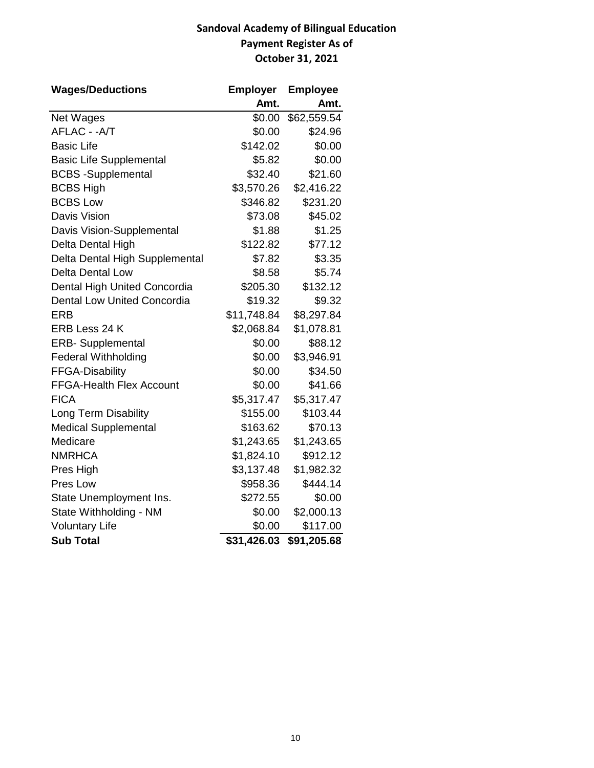**Sandoval Academy of Bilingual Education**
**Payment Register As of**
**October 31, 2021**

| Wages/Deductions | Employer Amt. | Employee Amt. |
|---|---|---|
| Net Wages | $0.00 | $62,559.54 |
| AFLAC - -A/T | $0.00 | $24.96 |
| Basic Life | $142.02 | $0.00 |
| Basic Life Supplemental | $5.82 | $0.00 |
| BCBS -Supplemental | $32.40 | $21.60 |
| BCBS High | $3,570.26 | $2,416.22 |
| BCBS Low | $346.82 | $231.20 |
| Davis Vision | $73.08 | $45.02 |
| Davis Vision-Supplemental | $1.88 | $1.25 |
| Delta Dental High | $122.82 | $77.12 |
| Delta Dental High Supplemental | $7.82 | $3.35 |
| Delta Dental Low | $8.58 | $5.74 |
| Dental High United Concordia | $205.30 | $132.12 |
| Dental Low United Concordia | $19.32 | $9.32 |
| ERB | $11,748.84 | $8,297.84 |
| ERB Less 24 K | $2,068.84 | $1,078.81 |
| ERB- Supplemental | $0.00 | $88.12 |
| Federal Withholding | $0.00 | $3,946.91 |
| FFGA-Disability | $0.00 | $34.50 |
| FFGA-Health Flex Account | $0.00 | $41.66 |
| FICA | $5,317.47 | $5,317.47 |
| Long Term Disability | $155.00 | $103.44 |
| Medical Supplemental | $163.62 | $70.13 |
| Medicare | $1,243.65 | $1,243.65 |
| NMRHCA | $1,824.10 | $912.12 |
| Pres High | $3,137.48 | $1,982.32 |
| Pres Low | $958.36 | $444.14 |
| State Unemployment Ins. | $272.55 | $0.00 |
| State Withholding - NM | $0.00 | $2,000.13 |
| Voluntary Life | $0.00 | $117.00 |
| **Sub Total** | **$31,426.03** | **$91,205.68** |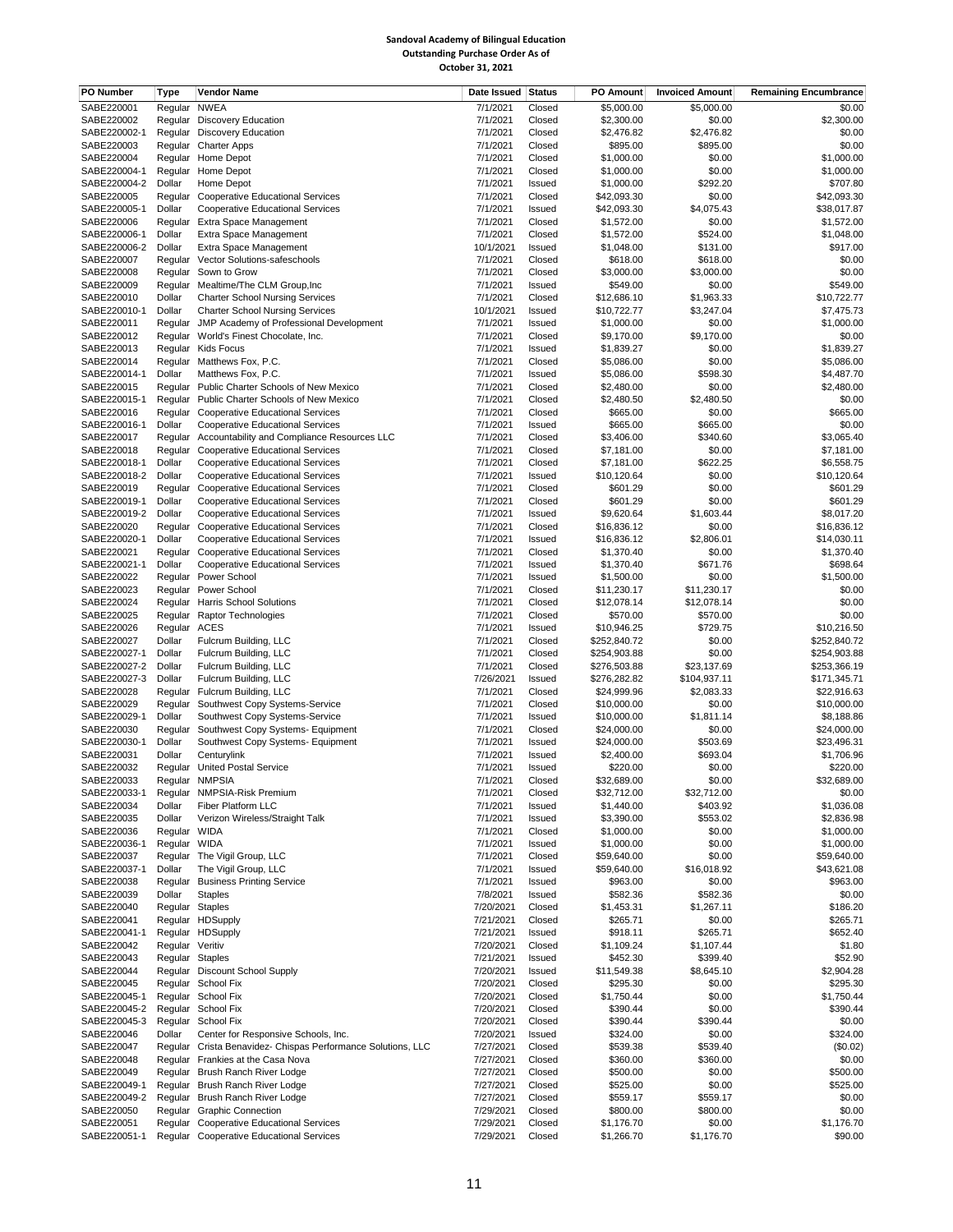**Sandoval Academy of Bilingual Education**
**Outstanding Purchase Order As of**
**October 31, 2021**

| PO Number | Type | Vendor Name | Date Issued | Status | PO Amount | Invoiced Amount | Remaining Encumbrance |
|---|---|---|---|---|---|---|---|
| SABE220001 | Regular | NWEA | 7/1/2021 | Closed | $5,000.00 | $5,000.00 | $0.00 |
| SABE220002 | Regular | Discovery Education | 7/1/2021 | Closed | $2,300.00 | $0.00 | $2,300.00 |
| SABE220002-1 | Regular | Discovery Education | 7/1/2021 | Closed | $2,476.82 | $2,476.82 | $0.00 |
| SABE220003 | Regular | Charter Apps | 7/1/2021 | Closed | $895.00 | $895.00 | $0.00 |
| SABE220004 | Regular | Home Depot | 7/1/2021 | Closed | $1,000.00 | $0.00 | $1,000.00 |
| SABE220004-1 | Regular | Home Depot | 7/1/2021 | Closed | $1,000.00 | $0.00 | $1,000.00 |
| SABE220004-2 | Dollar | Home Depot | 7/1/2021 | Issued | $1,000.00 | $292.20 | $707.80 |
| SABE220005 | Regular | Cooperative Educational Services | 7/1/2021 | Closed | $42,093.30 | $0.00 | $42,093.30 |
| SABE220005-1 | Dollar | Cooperative Educational Services | 7/1/2021 | Issued | $42,093.30 | $4,075.43 | $38,017.87 |
| SABE220006 | Regular | Extra Space Management | 7/1/2021 | Closed | $1,572.00 | $0.00 | $1,572.00 |
| SABE220006-1 | Dollar | Extra Space Management | 7/1/2021 | Closed | $1,572.00 | $524.00 | $1,048.00 |
| SABE220006-2 | Dollar | Extra Space Management | 10/1/2021 | Issued | $1,048.00 | $131.00 | $917.00 |
| SABE220007 | Regular | Vector Solutions-safeschools | 7/1/2021 | Closed | $618.00 | $618.00 | $0.00 |
| SABE220008 | Regular | Sown to Grow | 7/1/2021 | Closed | $3,000.00 | $3,000.00 | $0.00 |
| SABE220009 | Regular | Mealtime/The CLM Group,Inc | 7/1/2021 | Issued | $549.00 | $0.00 | $549.00 |
| SABE220010 | Dollar | Charter School Nursing Services | 7/1/2021 | Closed | $12,686.10 | $1,963.33 | $10,722.77 |
| SABE220010-1 | Dollar | Charter School Nursing Services | 10/1/2021 | Issued | $10,722.77 | $3,247.04 | $7,475.73 |
| SABE220011 | Regular | JMP Academy of Professional Development | 7/1/2021 | Issued | $1,000.00 | $0.00 | $1,000.00 |
| SABE220012 | Regular | World's Finest Chocolate, Inc. | 7/1/2021 | Closed | $9,170.00 | $9,170.00 | $0.00 |
| SABE220013 | Regular | Kids Focus | 7/1/2021 | Issued | $1,839.27 | $0.00 | $1,839.27 |
| SABE220014 | Regular | Matthews Fox, P.C. | 7/1/2021 | Closed | $5,086.00 | $0.00 | $5,086.00 |
| SABE220014-1 | Dollar | Matthews Fox, P.C. | 7/1/2021 | Issued | $5,086.00 | $598.30 | $4,487.70 |
| SABE220015 | Regular | Public Charter Schools of New Mexico | 7/1/2021 | Closed | $2,480.00 | $0.00 | $2,480.00 |
| SABE220015-1 | Regular | Public Charter Schools of New Mexico | 7/1/2021 | Closed | $2,480.50 | $2,480.50 | $0.00 |
| SABE220016 | Regular | Cooperative Educational Services | 7/1/2021 | Closed | $665.00 | $0.00 | $665.00 |
| SABE220016-1 | Dollar | Cooperative Educational Services | 7/1/2021 | Issued | $665.00 | $665.00 | $0.00 |
| SABE220017 | Regular | Accountability and Compliance Resources LLC | 7/1/2021 | Closed | $3,406.00 | $340.60 | $3,065.40 |
| SABE220018 | Regular | Cooperative Educational Services | 7/1/2021 | Closed | $7,181.00 | $0.00 | $7,181.00 |
| SABE220018-1 | Dollar | Cooperative Educational Services | 7/1/2021 | Closed | $7,181.00 | $622.25 | $6,558.75 |
| SABE220018-2 | Dollar | Cooperative Educational Services | 7/1/2021 | Issued | $10,120.64 | $0.00 | $10,120.64 |
| SABE220019 | Regular | Cooperative Educational Services | 7/1/2021 | Closed | $601.29 | $0.00 | $601.29 |
| SABE220019-1 | Dollar | Cooperative Educational Services | 7/1/2021 | Closed | $601.29 | $0.00 | $601.29 |
| SABE220019-2 | Dollar | Cooperative Educational Services | 7/1/2021 | Issued | $9,620.64 | $1,603.44 | $8,017.20 |
| SABE220020 | Regular | Cooperative Educational Services | 7/1/2021 | Closed | $16,836.12 | $0.00 | $16,836.12 |
| SABE220020-1 | Dollar | Cooperative Educational Services | 7/1/2021 | Issued | $16,836.12 | $2,806.01 | $14,030.11 |
| SABE220021 | Regular | Cooperative Educational Services | 7/1/2021 | Closed | $1,370.40 | $0.00 | $1,370.40 |
| SABE220021-1 | Dollar | Cooperative Educational Services | 7/1/2021 | Issued | $1,370.40 | $671.76 | $698.64 |
| SABE220022 | Regular | Power School | 7/1/2021 | Issued | $1,500.00 | $0.00 | $1,500.00 |
| SABE220023 | Regular | Power School | 7/1/2021 | Closed | $11,230.17 | $11,230.17 | $0.00 |
| SABE220024 | Regular | Harris School Solutions | 7/1/2021 | Closed | $12,078.14 | $12,078.14 | $0.00 |
| SABE220025 | Regular | Raptor Technologies | 7/1/2021 | Closed | $570.00 | $570.00 | $0.00 |
| SABE220026 | Regular | ACES | 7/1/2021 | Issued | $10,946.25 | $729.75 | $10,216.50 |
| SABE220027 | Dollar | Fulcrum Building, LLC | 7/1/2021 | Closed | $252,840.72 | $0.00 | $252,840.72 |
| SABE220027-1 | Dollar | Fulcrum Building, LLC | 7/1/2021 | Closed | $254,903.88 | $0.00 | $254,903.88 |
| SABE220027-2 | Dollar | Fulcrum Building, LLC | 7/1/2021 | Closed | $276,503.88 | $23,137.69 | $253,366.19 |
| SABE220027-3 | Dollar | Fulcrum Building, LLC | 7/26/2021 | Issued | $276,282.82 | $104,937.11 | $171,345.71 |
| SABE220028 | Regular | Fulcrum Building, LLC | 7/1/2021 | Closed | $24,999.96 | $2,083.33 | $22,916.63 |
| SABE220029 | Regular | Southwest Copy Systems-Service | 7/1/2021 | Closed | $10,000.00 | $0.00 | $10,000.00 |
| SABE220029-1 | Dollar | Southwest Copy Systems-Service | 7/1/2021 | Issued | $10,000.00 | $1,811.14 | $8,188.86 |
| SABE220030 | Regular | Southwest Copy Systems- Equipment | 7/1/2021 | Closed | $24,000.00 | $0.00 | $24,000.00 |
| SABE220030-1 | Dollar | Southwest Copy Systems- Equipment | 7/1/2021 | Issued | $24,000.00 | $503.69 | $23,496.31 |
| SABE220031 | Dollar | Centurylink | 7/1/2021 | Issued | $2,400.00 | $693.04 | $1,706.96 |
| SABE220032 | Regular | United Postal Service | 7/1/2021 | Issued | $220.00 | $0.00 | $220.00 |
| SABE220033 | Regular | NMPSIA | 7/1/2021 | Closed | $32,689.00 | $0.00 | $32,689.00 |
| SABE220033-1 | Regular | NMPSIA-Risk Premium | 7/1/2021 | Closed | $32,712.00 | $32,712.00 | $0.00 |
| SABE220034 | Dollar | Fiber Platform LLC | 7/1/2021 | Issued | $1,440.00 | $403.92 | $1,036.08 |
| SABE220035 | Dollar | Verizon Wireless/Straight Talk | 7/1/2021 | Issued | $3,390.00 | $553.02 | $2,836.98 |
| SABE220036 | Regular | WIDA | 7/1/2021 | Closed | $1,000.00 | $0.00 | $1,000.00 |
| SABE220036-1 | Regular | WIDA | 7/1/2021 | Issued | $1,000.00 | $0.00 | $1,000.00 |
| SABE220037 | Regular | The Vigil Group, LLC | 7/1/2021 | Closed | $59,640.00 | $0.00 | $59,640.00 |
| SABE220037-1 | Dollar | The Vigil Group, LLC | 7/1/2021 | Issued | $59,640.00 | $16,018.92 | $43,621.08 |
| SABE220038 | Regular | Business Printing Service | 7/1/2021 | Issued | $963.00 | $0.00 | $963.00 |
| SABE220039 | Dollar | Staples | 7/8/2021 | Issued | $582.36 | $582.36 | $0.00 |
| SABE220040 | Regular | Staples | 7/20/2021 | Closed | $1,453.31 | $1,267.11 | $186.20 |
| SABE220041 | Regular | HDSupply | 7/21/2021 | Closed | $265.71 | $0.00 | $265.71 |
| SABE220041-1 | Regular | HDSupply | 7/21/2021 | Issued | $918.11 | $265.71 | $652.40 |
| SABE220042 | Regular | Veritiv | 7/20/2021 | Closed | $1,109.24 | $1,107.44 | $1.80 |
| SABE220043 | Regular | Staples | 7/21/2021 | Issued | $452.30 | $399.40 | $52.90 |
| SABE220044 | Regular | Discount School Supply | 7/20/2021 | Issued | $11,549.38 | $8,645.10 | $2,904.28 |
| SABE220045 | Regular | School Fix | 7/20/2021 | Closed | $295.30 | $0.00 | $295.30 |
| SABE220045-1 | Regular | School Fix | 7/20/2021 | Closed | $1,750.44 | $0.00 | $1,750.44 |
| SABE220045-2 | Regular | School Fix | 7/20/2021 | Closed | $390.44 | $0.00 | $390.44 |
| SABE220045-3 | Regular | School Fix | 7/20/2021 | Closed | $390.44 | $390.44 | $0.00 |
| SABE220046 | Dollar | Center for Responsive Schools, Inc. | 7/20/2021 | Issued | $324.00 | $0.00 | $324.00 |
| SABE220047 | Regular | Crista Benavidez- Chispas Performance Solutions, LLC | 7/27/2021 | Closed | $539.38 | $539.40 | ($0.02) |
| SABE220048 | Regular | Frankies at the Casa Nova | 7/27/2021 | Closed | $360.00 | $360.00 | $0.00 |
| SABE220049 | Regular | Brush Ranch River Lodge | 7/27/2021 | Closed | $500.00 | $0.00 | $500.00 |
| SABE220049-1 | Regular | Brush Ranch River Lodge | 7/27/2021 | Closed | $525.00 | $0.00 | $525.00 |
| SABE220049-2 | Regular | Brush Ranch River Lodge | 7/27/2021 | Closed | $559.17 | $559.17 | $0.00 |
| SABE220050 | Regular | Graphic Connection | 7/29/2021 | Closed | $800.00 | $800.00 | $0.00 |
| SABE220051 | Regular | Cooperative Educational Services | 7/29/2021 | Closed | $1,176.70 | $0.00 | $1,176.70 |
| SABE220051-1 | Regular | Cooperative Educational Services | 7/29/2021 | Closed | $1,266.70 | $1,176.70 | $90.00 |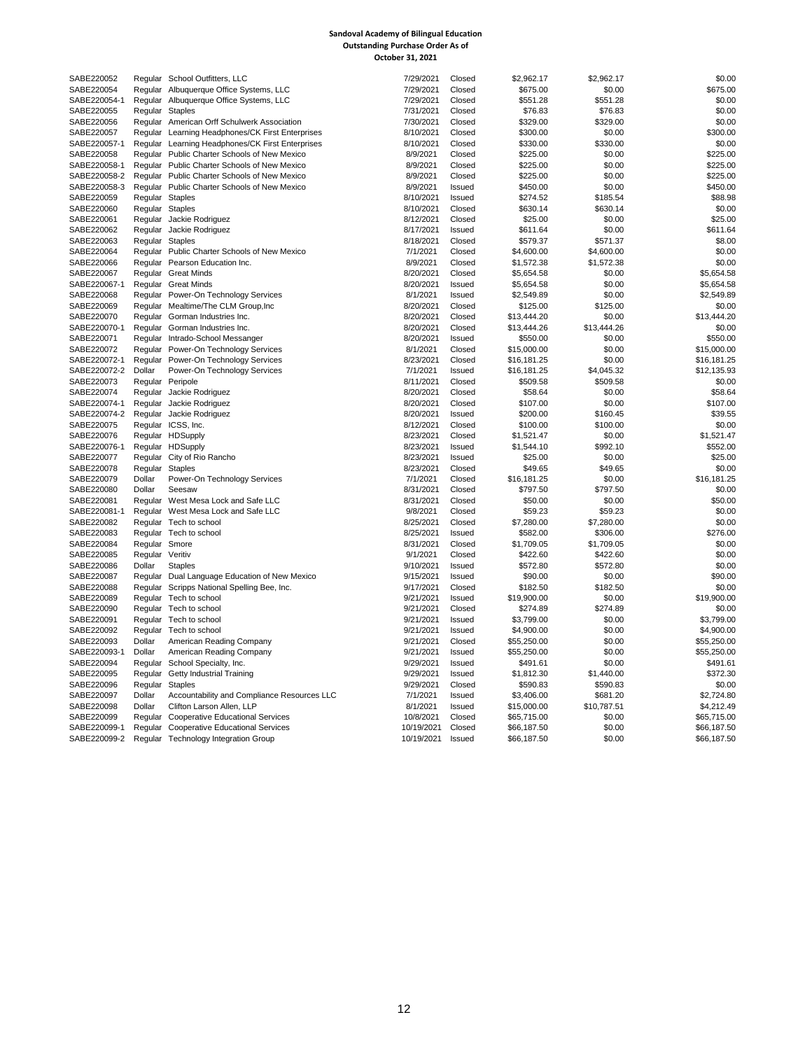**Sandoval Academy of Bilingual Education**
**Outstanding Purchase Order As of**
**October 31, 2021**

| | | | | | | | |
|---|---|---|---|---|---|---|---|
| SABE220052 | Regular | School Outfitters, LLC | 7/29/2021 | Closed | $2,962.17 | $2,962.17 | $0.00 |
| SABE220054 | Regular | Albuquerque Office Systems, LLC | 7/29/2021 | Closed | $675.00 | $0.00 | $675.00 |
| SABE220054-1 | Regular | Albuquerque Office Systems, LLC | 7/29/2021 | Closed | $551.28 | $551.28 | $0.00 |
| SABE220055 | Regular | Staples | 7/31/2021 | Closed | $76.83 | $76.83 | $0.00 |
| SABE220056 | Regular | American Orff Schulwerk Association | 7/30/2021 | Closed | $329.00 | $329.00 | $0.00 |
| SABE220057 | Regular | Learning Headphones/CK First Enterprises | 8/10/2021 | Closed | $300.00 | $0.00 | $300.00 |
| SABE220057-1 | Regular | Learning Headphones/CK First Enterprises | 8/10/2021 | Closed | $330.00 | $330.00 | $0.00 |
| SABE220058 | Regular | Public Charter Schools of New Mexico | 8/9/2021 | Closed | $225.00 | $0.00 | $225.00 |
| SABE220058-1 | Regular | Public Charter Schools of New Mexico | 8/9/2021 | Closed | $225.00 | $0.00 | $225.00 |
| SABE220058-2 | Regular | Public Charter Schools of New Mexico | 8/9/2021 | Closed | $225.00 | $0.00 | $225.00 |
| SABE220058-3 | Regular | Public Charter Schools of New Mexico | 8/9/2021 | Issued | $450.00 | $0.00 | $450.00 |
| SABE220059 | Regular | Staples | 8/10/2021 | Issued | $274.52 | $185.54 | $88.98 |
| SABE220060 | Regular | Staples | 8/10/2021 | Closed | $630.14 | $630.14 | $0.00 |
| SABE220061 | Regular | Jackie Rodriguez | 8/12/2021 | Closed | $25.00 | $0.00 | $25.00 |
| SABE220062 | Regular | Jackie Rodriguez | 8/17/2021 | Issued | $611.64 | $0.00 | $611.64 |
| SABE220063 | Regular | Staples | 8/18/2021 | Closed | $579.37 | $571.37 | $8.00 |
| SABE220064 | Regular | Public Charter Schools of New Mexico | 7/1/2021 | Closed | $4,600.00 | $4,600.00 | $0.00 |
| SABE220066 | Regular | Pearson Education Inc. | 8/9/2021 | Closed | $1,572.38 | $1,572.38 | $0.00 |
| SABE220067 | Regular | Great Minds | 8/20/2021 | Closed | $5,654.58 | $0.00 | $5,654.58 |
| SABE220067-1 | Regular | Great Minds | 8/20/2021 | Issued | $5,654.58 | $0.00 | $5,654.58 |
| SABE220068 | Regular | Power-On Technology Services | 8/1/2021 | Issued | $2,549.89 | $0.00 | $2,549.89 |
| SABE220069 | Regular | Mealtime/The CLM Group,Inc | 8/20/2021 | Closed | $125.00 | $125.00 | $0.00 |
| SABE220070 | Regular | Gorman Industries Inc. | 8/20/2021 | Closed | $13,444.20 | $0.00 | $13,444.20 |
| SABE220070-1 | Regular | Gorman Industries Inc. | 8/20/2021 | Closed | $13,444.26 | $13,444.26 | $0.00 |
| SABE220071 | Regular | Intrado-School Messanger | 8/20/2021 | Issued | $550.00 | $0.00 | $550.00 |
| SABE220072 | Regular | Power-On Technology Services | 8/1/2021 | Closed | $15,000.00 | $0.00 | $15,000.00 |
| SABE220072-1 | Regular | Power-On Technology Services | 8/23/2021 | Closed | $16,181.25 | $0.00 | $16,181.25 |
| SABE220072-2 | Dollar | Power-On Technology Services | 7/1/2021 | Issued | $16,181.25 | $4,045.32 | $12,135.93 |
| SABE220073 | Regular | Peripole | 8/11/2021 | Closed | $509.58 | $509.58 | $0.00 |
| SABE220074 | Regular | Jackie Rodriguez | 8/20/2021 | Closed | $58.64 | $0.00 | $58.64 |
| SABE220074-1 | Regular | Jackie Rodriguez | 8/20/2021 | Closed | $107.00 | $0.00 | $107.00 |
| SABE220074-2 | Regular | Jackie Rodriguez | 8/20/2021 | Issued | $200.00 | $160.45 | $39.55 |
| SABE220075 | Regular | ICSS, Inc. | 8/12/2021 | Closed | $100.00 | $100.00 | $0.00 |
| SABE220076 | Regular | HDSupply | 8/23/2021 | Closed | $1,521.47 | $0.00 | $1,521.47 |
| SABE220076-1 | Regular | HDSupply | 8/23/2021 | Issued | $1,544.10 | $992.10 | $552.00 |
| SABE220077 | Regular | City of Rio Rancho | 8/23/2021 | Issued | $25.00 | $0.00 | $25.00 |
| SABE220078 | Regular | Staples | 8/23/2021 | Closed | $49.65 | $49.65 | $0.00 |
| SABE220079 | Dollar | Power-On Technology Services | 7/1/2021 | Closed | $16,181.25 | $0.00 | $16,181.25 |
| SABE220080 | Dollar | Seesaw | 8/31/2021 | Closed | $797.50 | $797.50 | $0.00 |
| SABE220081 | Regular | West Mesa Lock and Safe LLC | 8/31/2021 | Closed | $50.00 | $0.00 | $50.00 |
| SABE220081-1 | Regular | West Mesa Lock and Safe LLC | 9/8/2021 | Closed | $59.23 | $59.23 | $0.00 |
| SABE220082 | Regular | Tech to school | 8/25/2021 | Closed | $7,280.00 | $7,280.00 | $0.00 |
| SABE220083 | Regular | Tech to school | 8/25/2021 | Issued | $582.00 | $306.00 | $276.00 |
| SABE220084 | Regular | Smore | 8/31/2021 | Closed | $1,709.05 | $1,709.05 | $0.00 |
| SABE220085 | Regular | Veritiv | 9/1/2021 | Closed | $422.60 | $422.60 | $0.00 |
| SABE220086 | Dollar | Staples | 9/10/2021 | Issued | $572.80 | $572.80 | $0.00 |
| SABE220087 | Regular | Dual Language Education of New Mexico | 9/15/2021 | Issued | $90.00 | $0.00 | $90.00 |
| SABE220088 | Regular | Scripps National Spelling Bee, Inc. | 9/17/2021 | Closed | $182.50 | $182.50 | $0.00 |
| SABE220089 | Regular | Tech to school | 9/21/2021 | Issued | $19,900.00 | $0.00 | $19,900.00 |
| SABE220090 | Regular | Tech to school | 9/21/2021 | Closed | $274.89 | $274.89 | $0.00 |
| SABE220091 | Regular | Tech to school | 9/21/2021 | Issued | $3,799.00 | $0.00 | $3,799.00 |
| SABE220092 | Regular | Tech to school | 9/21/2021 | Issued | $4,900.00 | $0.00 | $4,900.00 |
| SABE220093 | Dollar | American Reading Company | 9/21/2021 | Closed | $55,250.00 | $0.00 | $55,250.00 |
| SABE220093-1 | Dollar | American Reading Company | 9/21/2021 | Issued | $55,250.00 | $0.00 | $55,250.00 |
| SABE220094 | Regular | School Specialty, Inc. | 9/29/2021 | Issued | $491.61 | $0.00 | $491.61 |
| SABE220095 | Regular | Getty Industrial Training | 9/29/2021 | Issued | $1,812.30 | $1,440.00 | $372.30 |
| SABE220096 | Regular | Staples | 9/29/2021 | Closed | $590.83 | $590.83 | $0.00 |
| SABE220097 | Dollar | Accountability and Compliance Resources LLC | 7/1/2021 | Issued | $3,406.00 | $681.20 | $2,724.80 |
| SABE220098 | Dollar | Clifton Larson Allen, LLP | 8/1/2021 | Issued | $15,000.00 | $10,787.51 | $4,212.49 |
| SABE220099 | Regular | Cooperative Educational Services | 10/8/2021 | Closed | $65,715.00 | $0.00 | $65,715.00 |
| SABE220099-1 | Regular | Cooperative Educational Services | 10/19/2021 | Closed | $66,187.50 | $0.00 | $66,187.50 |
| SABE220099-2 | Regular | Technology Integration Group | 10/19/2021 | Issued | $66,187.50 | $0.00 | $66,187.50 |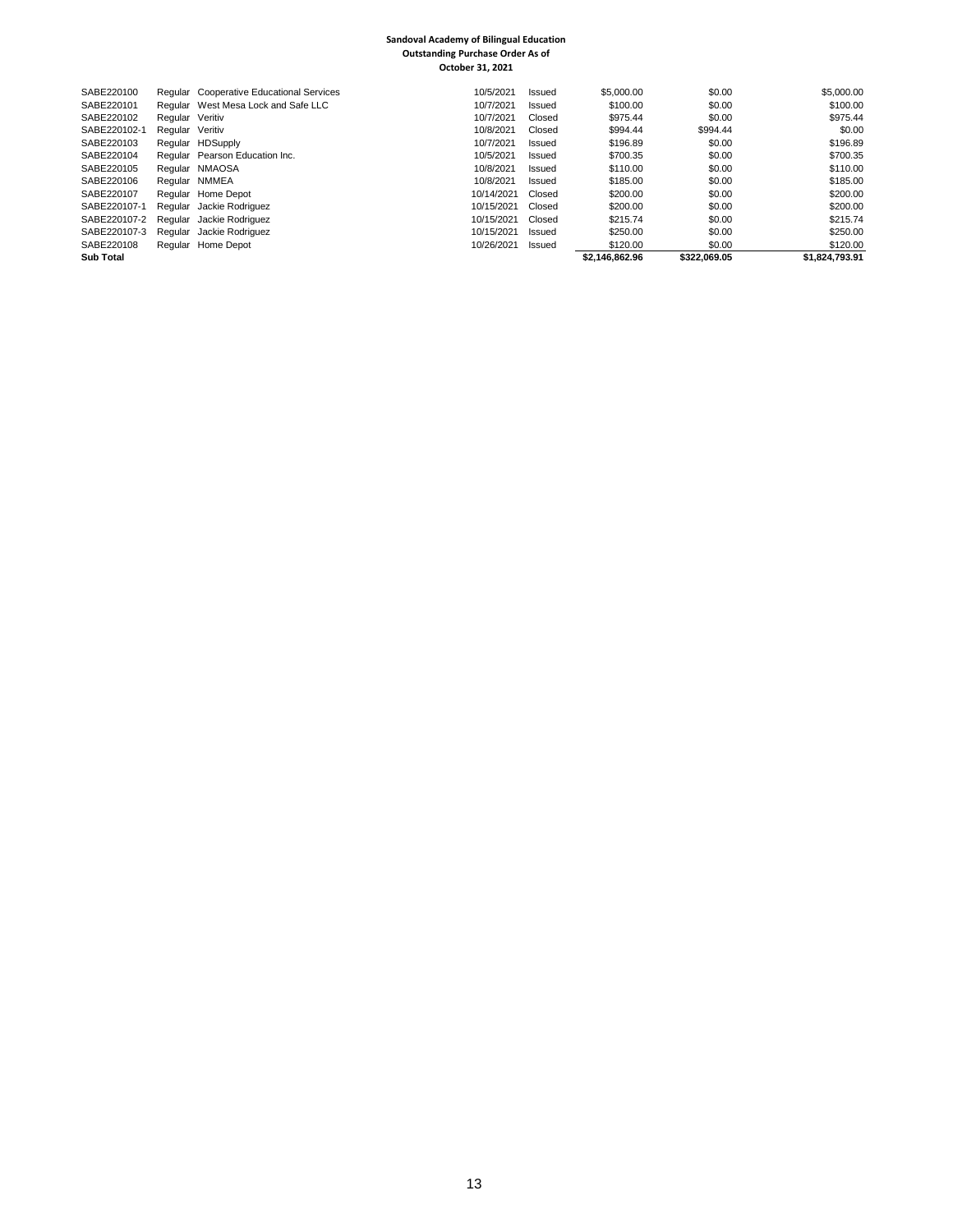**Sandoval Academy of Bilingual Education**
**Outstanding Purchase Order As of**
**October 31, 2021**

| | | | | | | | |
|---|---|---|---|---|---|---|---|
| SABE220100 | Regular | Cooperative Educational Services | 10/5/2021 | Issued | $5,000.00 | $0.00 | $5,000.00 |
| SABE220101 | Regular | West Mesa Lock and Safe LLC | 10/7/2021 | Issued | $100.00 | $0.00 | $100.00 |
| SABE220102 | Regular | Veritiv | 10/7/2021 | Closed | $975.44 | $0.00 | $975.44 |
| SABE220102-1 | Regular | Veritiv | 10/8/2021 | Closed | $994.44 | $994.44 | $0.00 |
| SABE220103 | Regular | HDSupply | 10/7/2021 | Issued | $196.89 | $0.00 | $196.89 |
| SABE220104 | Regular | Pearson Education Inc. | 10/5/2021 | Issued | $700.35 | $0.00 | $700.35 |
| SABE220105 | Regular | NMAOSA | 10/8/2021 | Issued | $110.00 | $0.00 | $110.00 |
| SABE220106 | Regular | NMMEA | 10/8/2021 | Issued | $185.00 | $0.00 | $185.00 |
| SABE220107 | Regular | Home Depot | 10/14/2021 | Closed | $200.00 | $0.00 | $200.00 |
| SABE220107-1 | Regular | Jackie Rodriguez | 10/15/2021 | Closed | $200.00 | $0.00 | $200.00 |
| SABE220107-2 | Regular | Jackie Rodriguez | 10/15/2021 | Closed | $215.74 | $0.00 | $215.74 |
| SABE220107-3 | Regular | Jackie Rodriguez | 10/15/2021 | Issued | $250.00 | $0.00 | $250.00 |
| SABE220108 | Regular | Home Depot | 10/26/2021 | Issued | $120.00 | $0.00 | $120.00 |
| **Sub Total** | | | | | **$2,146,862.96** | **$322,069.05** | **$1,824,793.91** |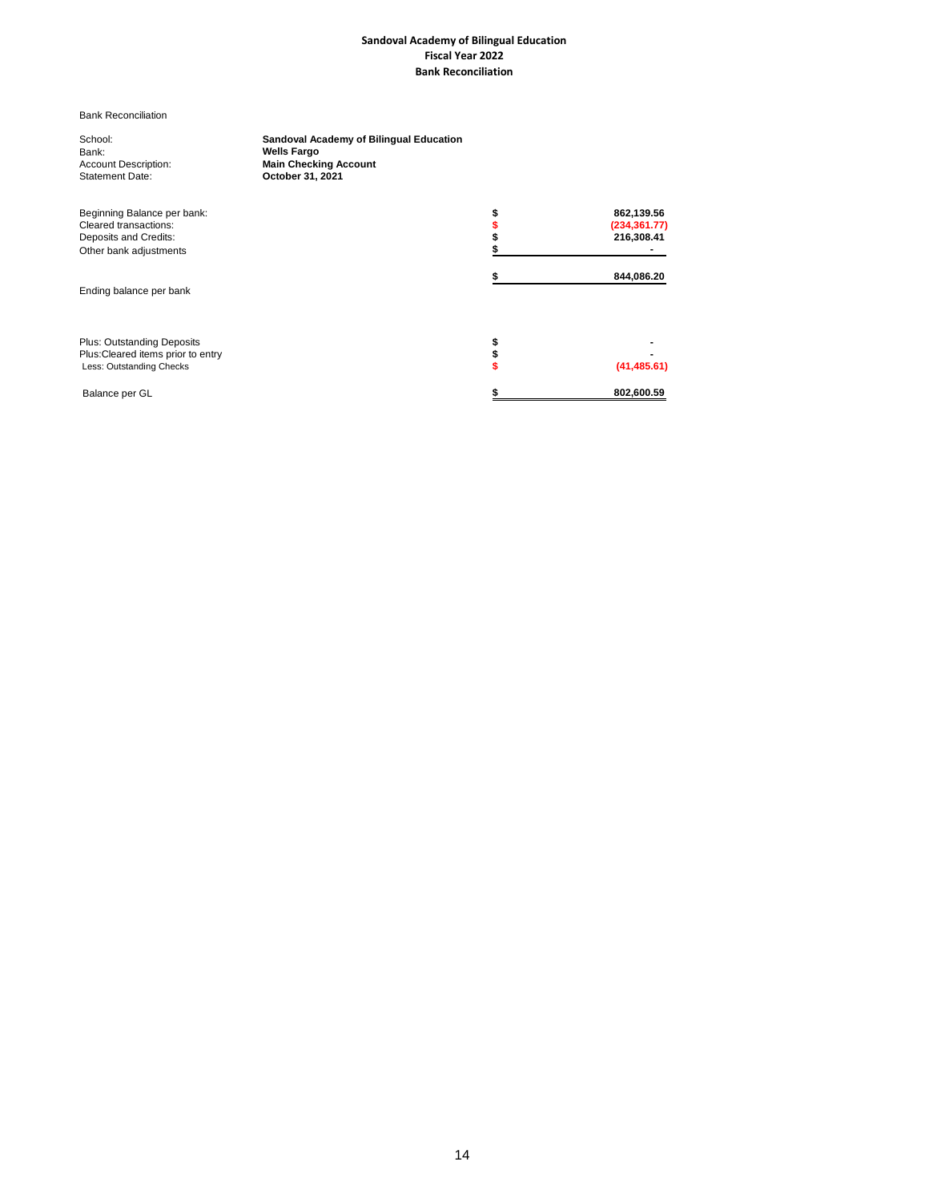# Sandoval Academy of Bilingual Education
## Fiscal Year 2022
## Bank Reconciliation

Bank Reconciliation

| | |
|---|---|
| School: | **Sandoval Academy of Bilingual Education** |
| Bank: | **Wells Fargo** |
| Account Description: | **Main Checking Account** |
| Statement Date: | **October 31, 2021** |

| | | |
|---|---|---|
| Beginning Balance per bank: | $ | **862,139.56** |
| Cleared transactions: | $ | **(234,361.77)** |
| Deposits and Credits: | $ | **216,308.41** |
| Other bank adjustments | $ | **-** |
| | $ | **844,086.20** |
| Ending balance per bank | | |
| Plus: Outstanding Deposits | $ | **-** |
| Plus:Cleared items prior to entry | $ | **-** |
| Less: Outstanding Checks | $ | **(41,485.61)** |
| Balance per GL | $ | **802,600.59** |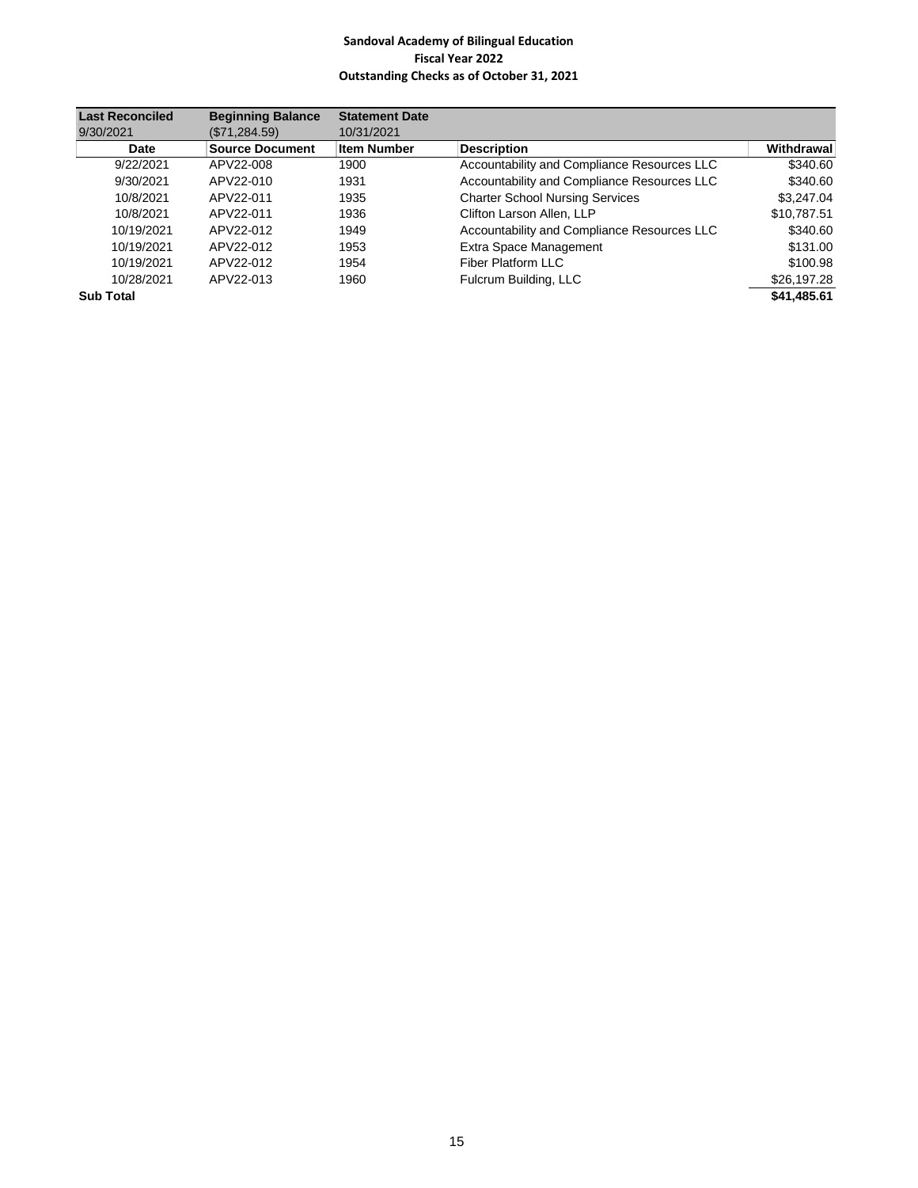**Sandoval Academy of Bilingual Education**
**Fiscal Year 2022**
**Outstanding Checks as of October 31, 2021**

| Last Reconciled | Beginning Balance | Statement Date | | |
|---|---|---|---|---|
| 9/30/2021 | ($71,284.59) | 10/31/2021 | | |
| **Date** | **Source Document** | **Item Number** | **Description** | **Withdrawal** |
| 9/22/2021 | APV22-008 | 1900 | Accountability and Compliance Resources LLC | $340.60 |
| 9/30/2021 | APV22-010 | 1931 | Accountability and Compliance Resources LLC | $340.60 |
| 10/8/2021 | APV22-011 | 1935 | Charter School Nursing Services | $3,247.04 |
| 10/8/2021 | APV22-011 | 1936 | Clifton Larson Allen, LLP | $10,787.51 |
| 10/19/2021 | APV22-012 | 1949 | Accountability and Compliance Resources LLC | $340.60 |
| 10/19/2021 | APV22-012 | 1953 | Extra Space Management | $131.00 |
| 10/19/2021 | APV22-012 | 1954 | Fiber Platform LLC | $100.98 |
| 10/28/2021 | APV22-013 | 1960 | Fulcrum Building, LLC | $26,197.28 |
| **Sub Total** | | | | **$41,485.61** |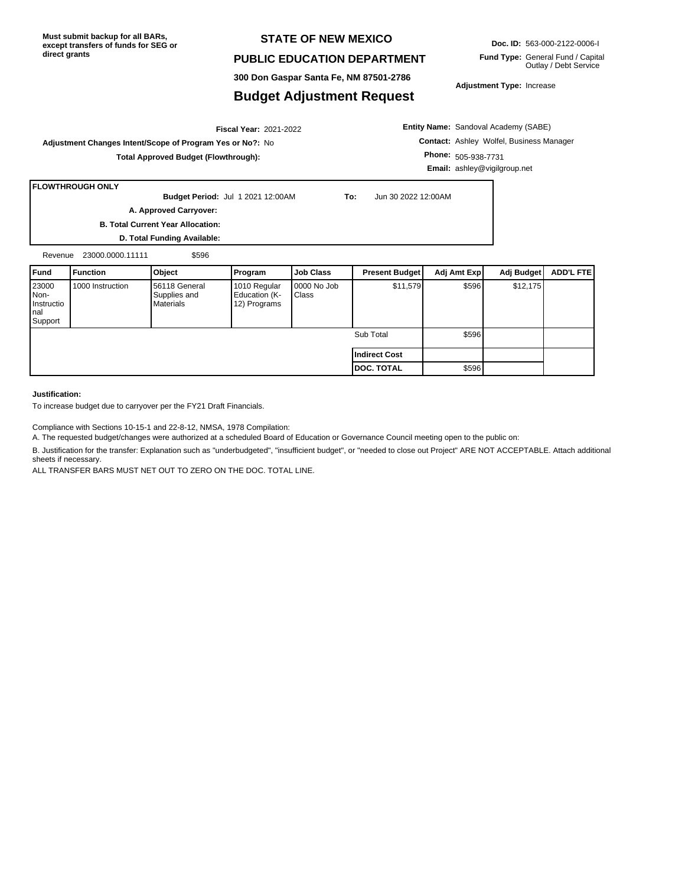Must submit backup for all BARs, except transfers of funds for SEG or direct grants

# STATE OF NEW MEXICO

## PUBLIC EDUCATION DEPARTMENT

**300 Don Gaspar Santa Fe, NM 87501-2786**

## Budget Adjustment Request

**Doc. ID:** 563-000-2122-0006-I

**Fund Type:** General Fund / Capital Outlay / Debt Service

**Adjustment Type:** Increase

**Fiscal Year:** 2021-2022

**Adjustment Changes Intent/Scope of Program Yes or No?:** No

**Total Approved Budget (Flowthrough):**

**Entity Name:** Sandoval Academy (SABE)

**Contact:** Ashley Wolfel, Business Manager

**Phone:** 505-938-7731

**Email:** ashley@vigilgroup.net

**FLOWTHROUGH ONLY**

**Budget Period:** Jul 1 2021 12:00AM **To:** Jun 30 2022 12:00AM

**A. Approved Carryover:**

**B. Total Current Year Allocation:**

**D. Total Funding Available:**

Revenue 23000.0000.11111 $596

| Fund | Function | Object | Program | Job Class | Present Budget | Adj Amt Exp | Adj Budget | ADD'L FTE |
|---|---|---|---|---|---|---|---|---|
| 23000 Non-Instructional Support | 1000 Instruction | 56118 General Supplies and Materials | 1010 Regular Education (K-12) Programs | 0000 No Job Class | $11,579 | $596 | $12,175 | |
| | | | | | Sub Total | $596 | | |
| | | | | | **Indirect Cost** | | | |
| | | | | | **DOC. TOTAL** | $596 | | |

**Justification:**

To increase budget due to carryover per the FY21 Draft Financials.

Compliance with Sections 10-15-1 and 22-8-12, NMSA, 1978 Compilation:

A. The requested budget/changes were authorized at a scheduled Board of Education or Governance Council meeting open to the public on:

B. Justification for the transfer: Explanation such as "underbudgeted", "insufficient budget", or "needed to close out Project" ARE NOT ACCEPTABLE. Attach additional sheets if necessary.

ALL TRANSFER BARS MUST NET OUT TO ZERO ON THE DOC. TOTAL LINE.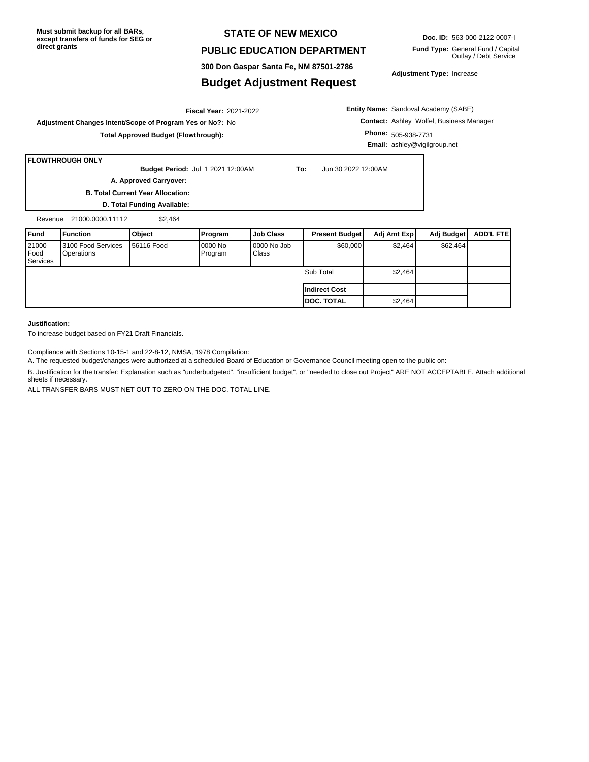**Must submit backup for all BARs, except transfers of funds for SEG or direct grants**

# STATE OF NEW MEXICO

## PUBLIC EDUCATION DEPARTMENT

**300 Don Gaspar Santa Fe, NM 87501-2786**

## Budget Adjustment Request

**Doc. ID:** 563-000-2122-0007-I

**Fund Type:** General Fund / Capital Outlay / Debt Service

**Adjustment Type:** Increase

**Fiscal Year:** 2021-2022

**Adjustment Changes Intent/Scope of Program Yes or No?:** No

**Total Approved Budget (Flowthrough):**

**Entity Name:** Sandoval Academy (SABE)

**Contact:** Ashley Wolfel, Business Manager

**Phone:** 505-938-7731

**Email:** ashley@vigilgroup.net

**FLOWTHROUGH ONLY**

**Budget Period:** Jul 1 2021 12:00AM **To:** Jun 30 2022 12:00AM

**A. Approved Carryover:**

**B. Total Current Year Allocation:**

**D. Total Funding Available:**

Revenue 21000.0000.11112 $2,464

| Fund | Function | Object | Program | Job Class | Present Budget | Adj Amt Exp | Adj Budget | ADD'L FTE |
|---|---|---|---|---|---|---|---|---|
| 21000 Food Services | 3100 Food Services Operations | 56116 Food | 0000 No Program | 0000 No Job Class | $60,000 | $2,464 | $62,464 | |
| | | | | | Sub Total | $2,464 | | |
| | | | | | **Indirect Cost** | | | |
| | | | | | **DOC. TOTAL** | $2,464 | | |

**Justification:**

To increase budget based on FY21 Draft Financials.

Compliance with Sections 10-15-1 and 22-8-12, NMSA, 1978 Compilation:

A. The requested budget/changes were authorized at a scheduled Board of Education or Governance Council meeting open to the public on:

B. Justification for the transfer: Explanation such as "underbudgeted", "insufficient budget", or "needed to close out Project" ARE NOT ACCEPTABLE. Attach additional sheets if necessary.

ALL TRANSFER BARS MUST NET OUT TO ZERO ON THE DOC. TOTAL LINE.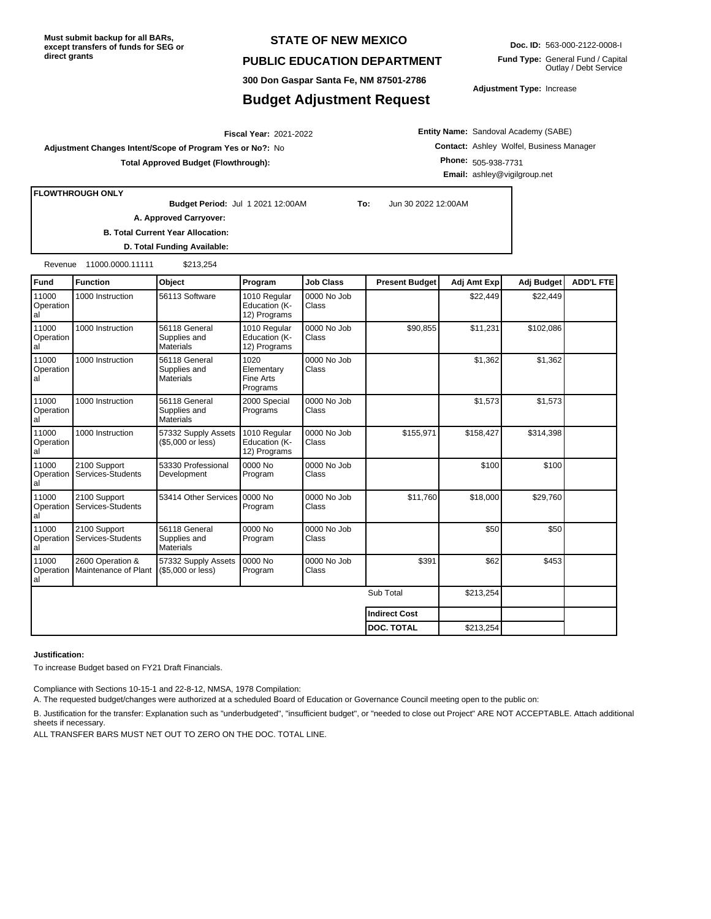**Must submit backup for all BARs, except transfers of funds for SEG or direct grants**

# STATE OF NEW MEXICO

## PUBLIC EDUCATION DEPARTMENT

**300 Don Gaspar Santa Fe, NM 87501-2786**

## Budget Adjustment Request

**Doc. ID:** 563-000-2122-0008-I

**Fund Type:** General Fund / Capital Outlay / Debt Service

**Adjustment Type:** Increase

**Fiscal Year:** 2021-2022

**Adjustment Changes Intent/Scope of Program Yes or No?:** No

**Total Approved Budget (Flowthrough):**

**Entity Name:** Sandoval Academy (SABE)

**Contact:** Ashley Wolfel, Business Manager

**Phone:** 505-938-7731

**Email:** ashley@vigilgroup.net

**FLOWTHROUGH ONLY**

**Budget Period:** Jul 1 2021 12:00AM **To:** Jun 30 2022 12:00AM

**A. Approved Carryover:**

**B. Total Current Year Allocation:**

**D. Total Funding Available:**

Revenue 11000.0000.11111 $213,254

| Fund | Function | Object | Program | Job Class | Present Budget | Adj Amt Exp | Adj Budget | ADD'L FTE |
|---|---|---|---|---|---|---|---|---|
| 11000 Operational | 1000 Instruction | 56113 Software | 1010 Regular Education (K-12) Programs | 0000 No Job Class | | $22,449 | $22,449 | |
| 11000 Operational | 1000 Instruction | 56118 General Supplies and Materials | 1010 Regular Education (K-12) Programs | 0000 No Job Class | $90,855 | $11,231 | $102,086 | |
| 11000 Operational | 1000 Instruction | 56118 General Supplies and Materials | 1020 Elementary Fine Arts Programs | 0000 No Job Class | | $1,362 | $1,362 | |
| 11000 Operational | 1000 Instruction | 56118 General Supplies and Materials | 2000 Special Programs | 0000 No Job Class | | $1,573 | $1,573 | |
| 11000 Operational | 1000 Instruction | 57332 Supply Assets ($5,000 or less) | 1010 Regular Education (K-12) Programs | 0000 No Job Class | $155,971 | $158,427 | $314,398 | |
| 11000 Operational | 2100 Support Services-Students | 53330 Professional Development | 0000 No Program | 0000 No Job Class | | $100 | $100 | |
| 11000 Operational | 2100 Support Services-Students | 53414 Other Services | 0000 No Program | 0000 No Job Class | $11,760 | $18,000 | $29,760 | |
| 11000 Operational | 2100 Support Services-Students | 56118 General Supplies and Materials | 0000 No Program | 0000 No Job Class | | $50 | $50 | |
| 11000 Operational | 2600 Operation & Maintenance of Plant | 57332 Supply Assets ($5,000 or less) | 0000 No Program | 0000 No Job Class | $391 | $62 | $453 | |
| | | | | | Sub Total | $213,254 | | |
| | | | | | **Indirect Cost** | | | |
| | | | | | **DOC. TOTAL** | $213,254 | | |

**Justification:**

To increase Budget based on FY21 Draft Financials.

Compliance with Sections 10-15-1 and 22-8-12, NMSA, 1978 Compilation:

A. The requested budget/changes were authorized at a scheduled Board of Education or Governance Council meeting open to the public on:

B. Justification for the transfer: Explanation such as "underbudgeted", "insufficient budget", or "needed to close out Project" ARE NOT ACCEPTABLE. Attach additional sheets if necessary.

ALL TRANSFER BARS MUST NET OUT TO ZERO ON THE DOC. TOTAL LINE.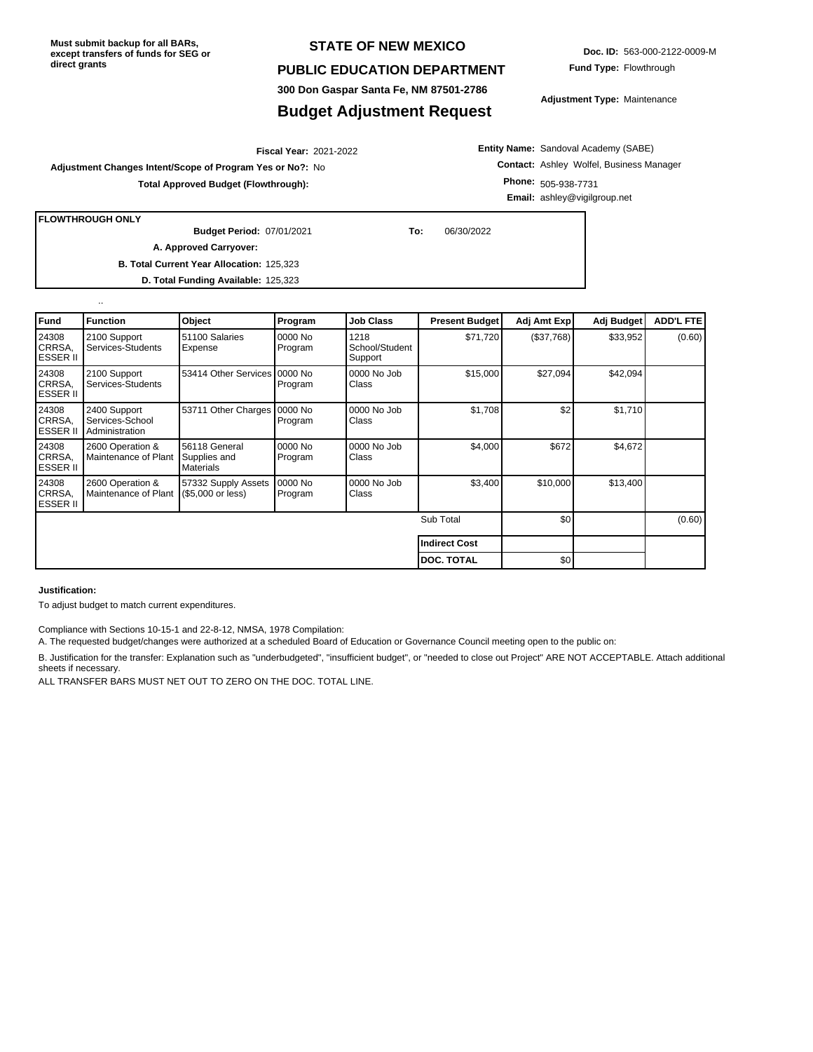**Must submit backup for all BARs, except transfers of funds for SEG or direct grants**

# STATE OF NEW MEXICO

## PUBLIC EDUCATION DEPARTMENT

**300 Don Gaspar Santa Fe, NM 87501-2786**

## Budget Adjustment Request

**Doc. ID:** 563-000-2122-0009-M

**Fund Type:** Flowthrough

**Adjustment Type:** Maintenance

**Fiscal Year:** 2021-2022

**Adjustment Changes Intent/Scope of Program Yes or No?:** No

**Total Approved Budget (Flowthrough):**

**Entity Name:** Sandoval Academy (SABE)

**Contact:** Ashley Wolfel, Business Manager

**Phone:** 505-938-7731

**Email:** ashley@vigilgroup.net

**FLOWTHROUGH ONLY**

**Budget Period:** 07/01/2021 **To:** 06/30/2022

**A. Approved Carryover:**

**B. Total Current Year Allocation:** 125,323

**D. Total Funding Available:** 125,323

..

| Fund | Function | Object | Program | Job Class | Present Budget | Adj Amt Exp | Adj Budget | ADD'L FTE |
|---|---|---|---|---|---|---|---|---|
| 24308 CRRSA, ESSER II | 2100 Support Services-Students | 51100 Salaries Expense | 0000 No Program | 1218 School/Student Support | $71,720 | ($37,768) | $33,952 | (0.60) |
| 24308 CRRSA, ESSER II | 2100 Support Services-Students | 53414 Other Services | 0000 No Program | 0000 No Job Class | $15,000 | $27,094 | $42,094 | |
| 24308 CRRSA, ESSER II | 2400 Support Services-School Administration | 53711 Other Charges | 0000 No Program | 0000 No Job Class | $1,708 | $2 | $1,710 | |
| 24308 CRRSA, ESSER II | 2600 Operation & Maintenance of Plant | 56118 General Supplies and Materials | 0000 No Program | 0000 No Job Class | $4,000 | $672 | $4,672 | |
| 24308 CRRSA, ESSER II | 2600 Operation & Maintenance of Plant | 57332 Supply Assets ($5,000 or less) | 0000 No Program | 0000 No Job Class | $3,400 | $10,000 | $13,400 | |
| | | | | | Sub Total | $0 | | (0.60) |
| | | | | | **Indirect Cost** | | | |
| | | | | | **DOC. TOTAL** | $0 | | |

**Justification:**

To adjust budget to match current expenditures.

Compliance with Sections 10-15-1 and 22-8-12, NMSA, 1978 Compilation:

A. The requested budget/changes were authorized at a scheduled Board of Education or Governance Council meeting open to the public on:

B. Justification for the transfer: Explanation such as "underbudgeted", "insufficient budget", or "needed to close out Project" ARE NOT ACCEPTABLE. Attach additional sheets if necessary.

ALL TRANSFER BARS MUST NET OUT TO ZERO ON THE DOC. TOTAL LINE.